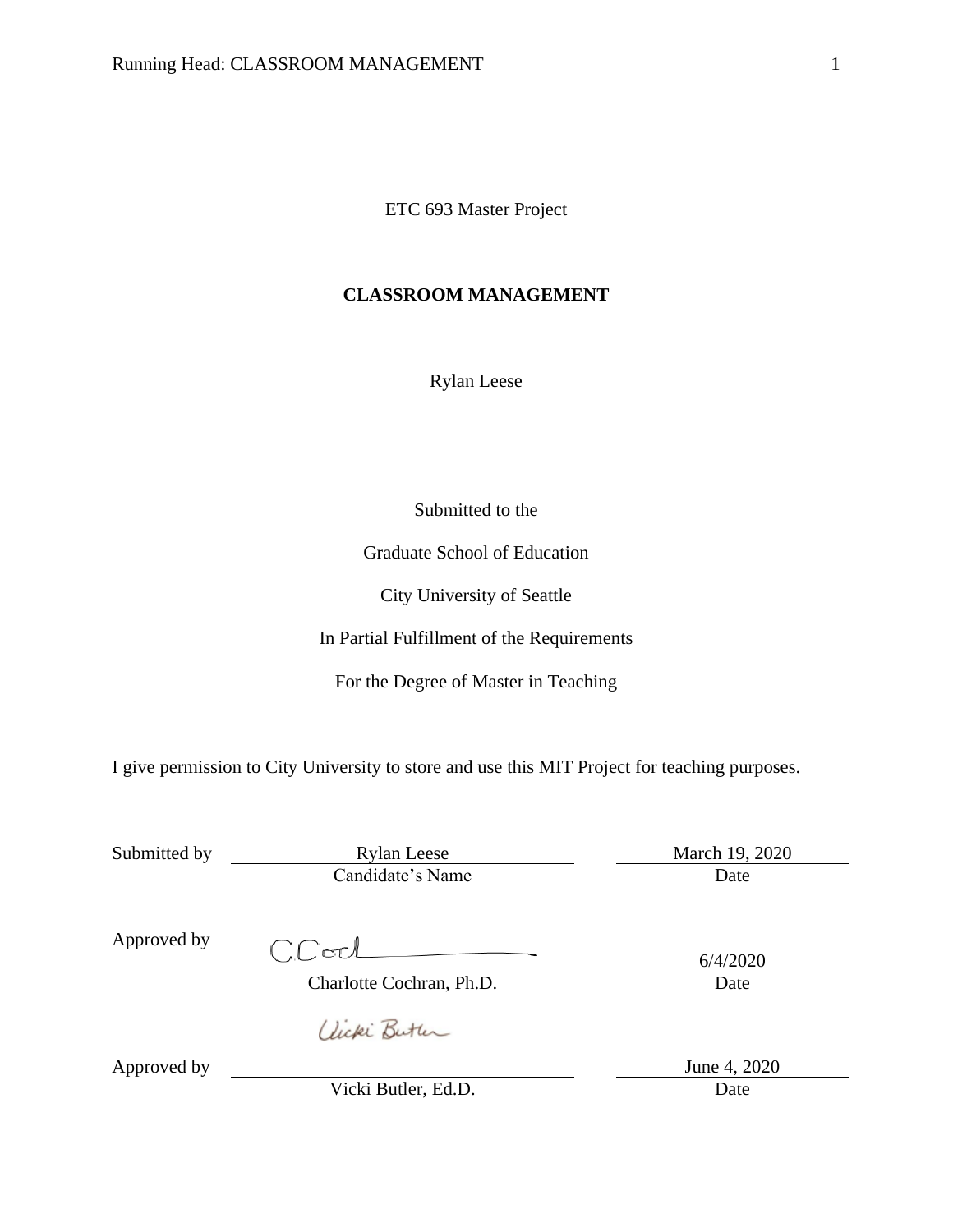ETC 693 Master Project

**CLASSROOM MANAGEMENT**

Rylan Leese

Submitted to the

Graduate School of Education

City University of Seattle

In Partial Fulfillment of the Requirements

For the Degree of Master in Teaching

I give permission to City University to store and use this MIT Project for teaching purposes.

| | | |
|---|---|---|
| Submitted by | Rylan Leese<br>Candidate's Name | March 19, 2020<br>Date |
| Approved by | C.Cod<br>Charlotte Cochran, Ph.D. | 6/4/2020<br>Date |
| Approved by | Vicki Butler<br>Vicki Butler, Ed.D. | June 4, 2020<br>Date |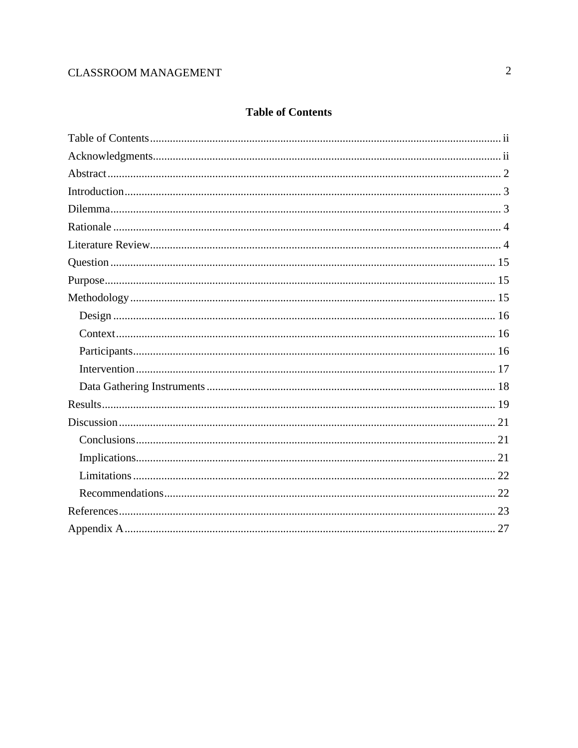# Table of Contents

Table of Contents ........ ii
Acknowledgments ........ ii
Abstract ........ 2
Introduction ........ 3
Dilemma ........ 3
Rationale ........ 4
Literature Review ........ 4
Question ........ 15
Purpose ........ 15
Methodology ........ 15
  Design ........ 16
  Context ........ 16
  Participants ........ 16
  Intervention ........ 17
  Data Gathering Instruments ........ 18
Results ........ 19
Discussion ........ 21
  Conclusions ........ 21
  Implications ........ 21
  Limitations ........ 22
  Recommendations ........ 22
References ........ 23
Appendix A ........ 27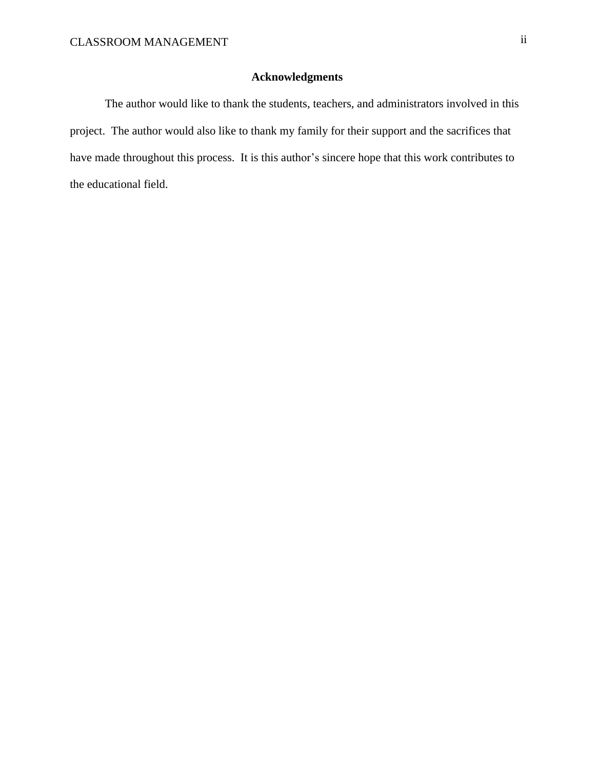# Acknowledgments

The author would like to thank the students, teachers, and administrators involved in this project. The author would also like to thank my family for their support and the sacrifices that have made throughout this process. It is this author's sincere hope that this work contributes to the educational field.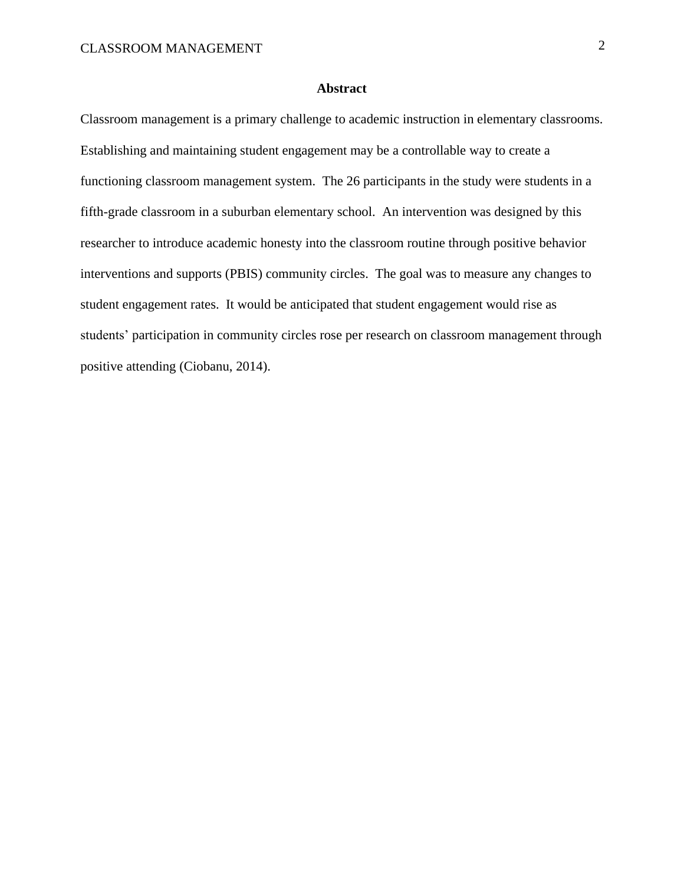# Abstract

Classroom management is a primary challenge to academic instruction in elementary classrooms. Establishing and maintaining student engagement may be a controllable way to create a functioning classroom management system. The 26 participants in the study were students in a fifth-grade classroom in a suburban elementary school. An intervention was designed by this researcher to introduce academic honesty into the classroom routine through positive behavior interventions and supports (PBIS) community circles. The goal was to measure any changes to student engagement rates. It would be anticipated that student engagement would rise as students' participation in community circles rose per research on classroom management through positive attending (Ciobanu, 2014).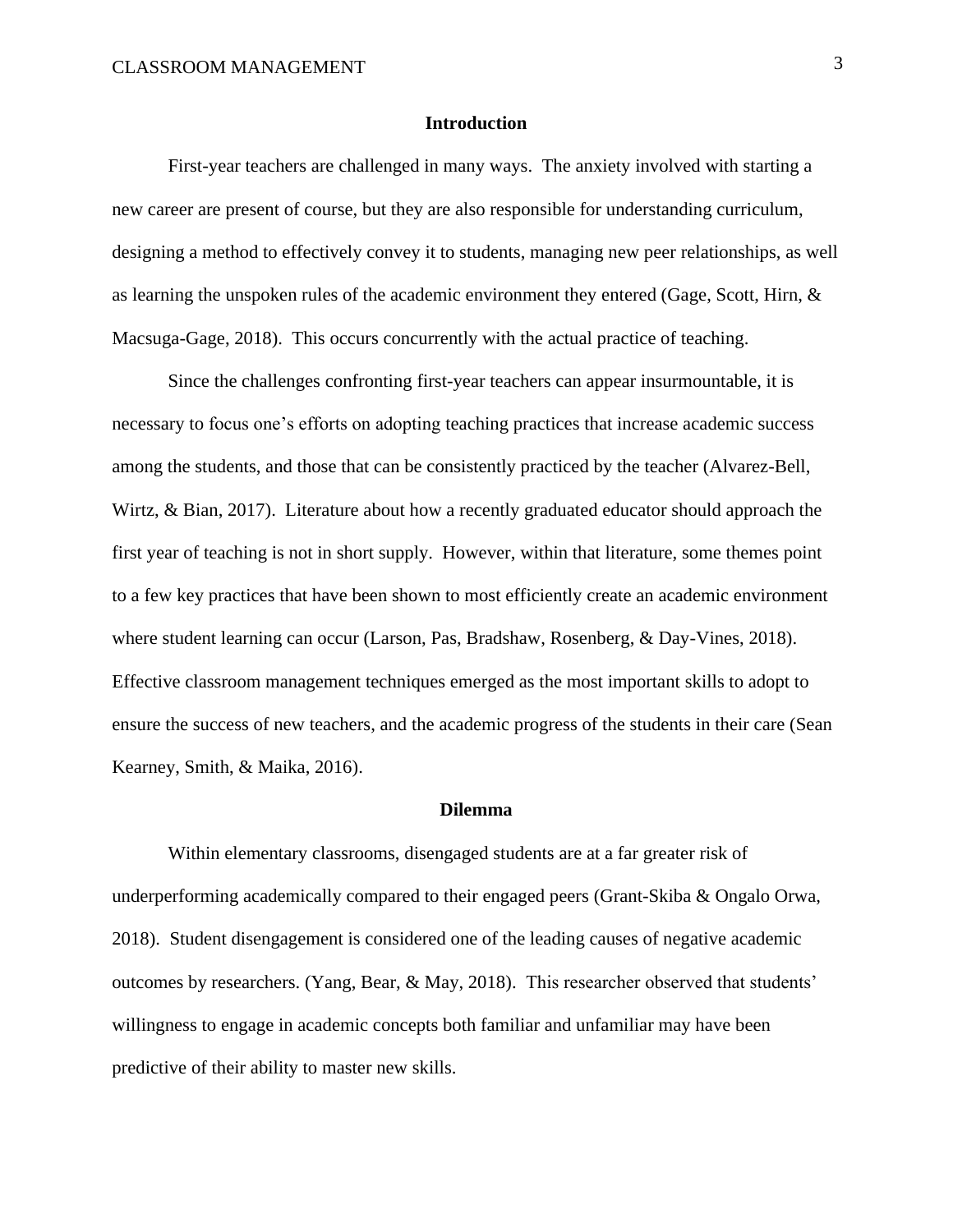## Introduction

First-year teachers are challenged in many ways. The anxiety involved with starting a new career are present of course, but they are also responsible for understanding curriculum, designing a method to effectively convey it to students, managing new peer relationships, as well as learning the unspoken rules of the academic environment they entered (Gage, Scott, Hirn, & Macsuga-Gage, 2018). This occurs concurrently with the actual practice of teaching.

Since the challenges confronting first-year teachers can appear insurmountable, it is necessary to focus one's efforts on adopting teaching practices that increase academic success among the students, and those that can be consistently practiced by the teacher (Alvarez-Bell, Wirtz, & Bian, 2017). Literature about how a recently graduated educator should approach the first year of teaching is not in short supply. However, within that literature, some themes point to a few key practices that have been shown to most efficiently create an academic environment where student learning can occur (Larson, Pas, Bradshaw, Rosenberg, & Day-Vines, 2018). Effective classroom management techniques emerged as the most important skills to adopt to ensure the success of new teachers, and the academic progress of the students in their care (Sean Kearney, Smith, & Maika, 2016).

## Dilemma

Within elementary classrooms, disengaged students are at a far greater risk of underperforming academically compared to their engaged peers (Grant-Skiba & Ongalo Orwa, 2018). Student disengagement is considered one of the leading causes of negative academic outcomes by researchers. (Yang, Bear, & May, 2018). This researcher observed that students' willingness to engage in academic concepts both familiar and unfamiliar may have been predictive of their ability to master new skills.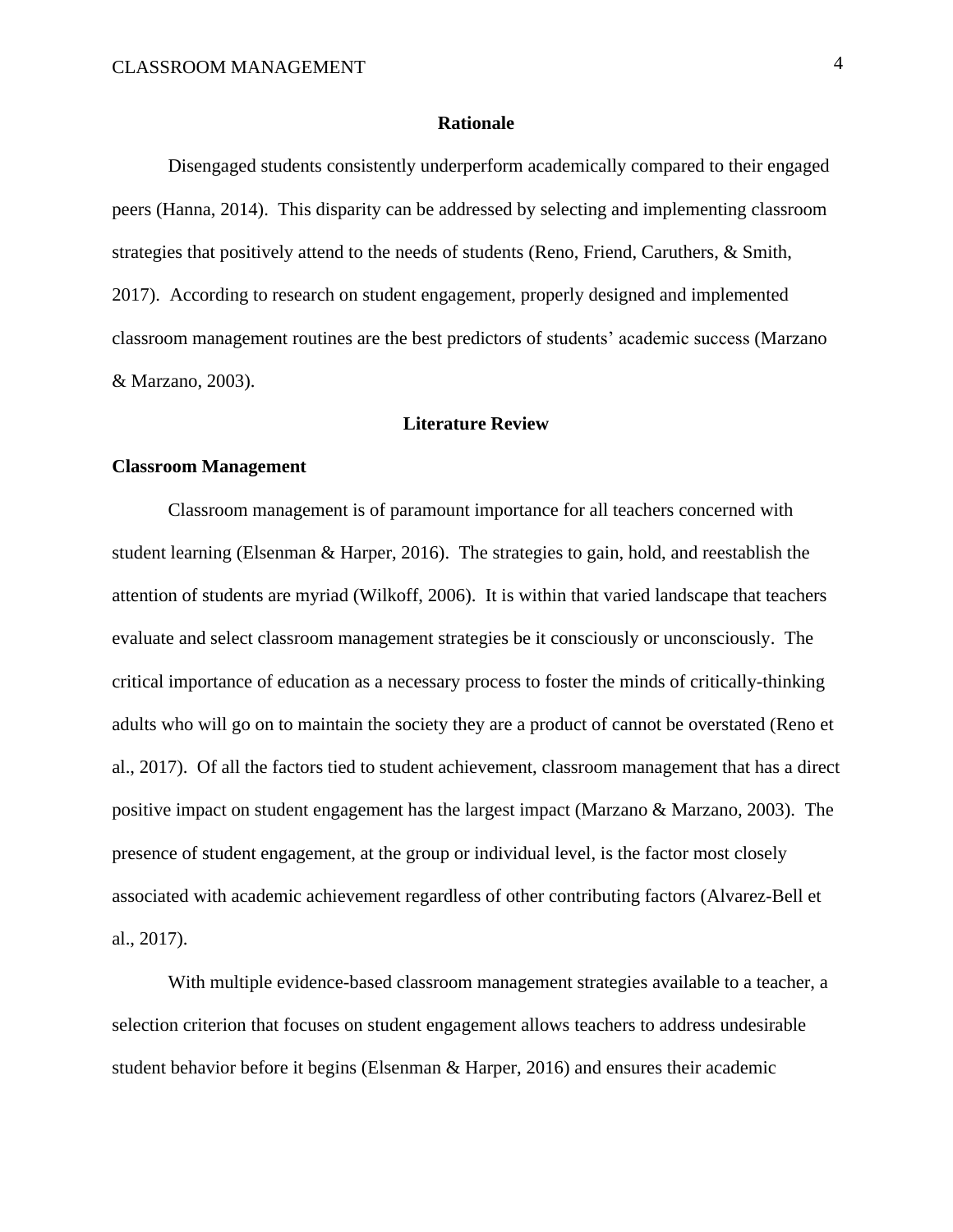## Rationale

Disengaged students consistently underperform academically compared to their engaged peers (Hanna, 2014). This disparity can be addressed by selecting and implementing classroom strategies that positively attend to the needs of students (Reno, Friend, Caruthers, & Smith, 2017). According to research on student engagement, properly designed and implemented classroom management routines are the best predictors of students' academic success (Marzano & Marzano, 2003).

## Literature Review

### Classroom Management

Classroom management is of paramount importance for all teachers concerned with student learning (Elsenman & Harper, 2016). The strategies to gain, hold, and reestablish the attention of students are myriad (Wilkoff, 2006). It is within that varied landscape that teachers evaluate and select classroom management strategies be it consciously or unconsciously. The critical importance of education as a necessary process to foster the minds of critically-thinking adults who will go on to maintain the society they are a product of cannot be overstated (Reno et al., 2017). Of all the factors tied to student achievement, classroom management that has a direct positive impact on student engagement has the largest impact (Marzano & Marzano, 2003). The presence of student engagement, at the group or individual level, is the factor most closely associated with academic achievement regardless of other contributing factors (Alvarez-Bell et al., 2017).

With multiple evidence-based classroom management strategies available to a teacher, a selection criterion that focuses on student engagement allows teachers to address undesirable student behavior before it begins (Elsenman & Harper, 2016) and ensures their academic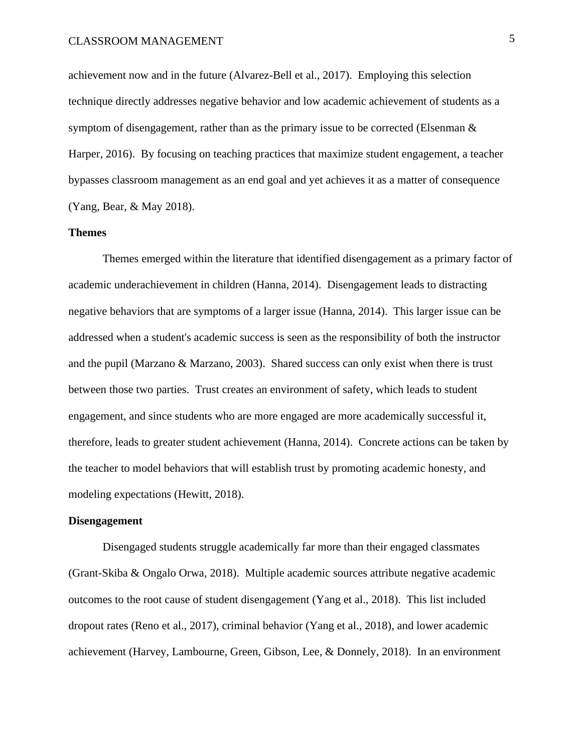achievement now and in the future (Alvarez-Bell et al., 2017). Employing this selection technique directly addresses negative behavior and low academic achievement of students as a symptom of disengagement, rather than as the primary issue to be corrected (Elsenman & Harper, 2016). By focusing on teaching practices that maximize student engagement, a teacher bypasses classroom management as an end goal and yet achieves it as a matter of consequence (Yang, Bear, & May 2018).

**Themes**

Themes emerged within the literature that identified disengagement as a primary factor of academic underachievement in children (Hanna, 2014). Disengagement leads to distracting negative behaviors that are symptoms of a larger issue (Hanna, 2014). This larger issue can be addressed when a student's academic success is seen as the responsibility of both the instructor and the pupil (Marzano & Marzano, 2003). Shared success can only exist when there is trust between those two parties. Trust creates an environment of safety, which leads to student engagement, and since students who are more engaged are more academically successful it, therefore, leads to greater student achievement (Hanna, 2014). Concrete actions can be taken by the teacher to model behaviors that will establish trust by promoting academic honesty, and modeling expectations (Hewitt, 2018).

**Disengagement**

Disengaged students struggle academically far more than their engaged classmates (Grant-Skiba & Ongalo Orwa, 2018). Multiple academic sources attribute negative academic outcomes to the root cause of student disengagement (Yang et al., 2018). This list included dropout rates (Reno et al., 2017), criminal behavior (Yang et al., 2018), and lower academic achievement (Harvey, Lambourne, Green, Gibson, Lee, & Donnely, 2018). In an environment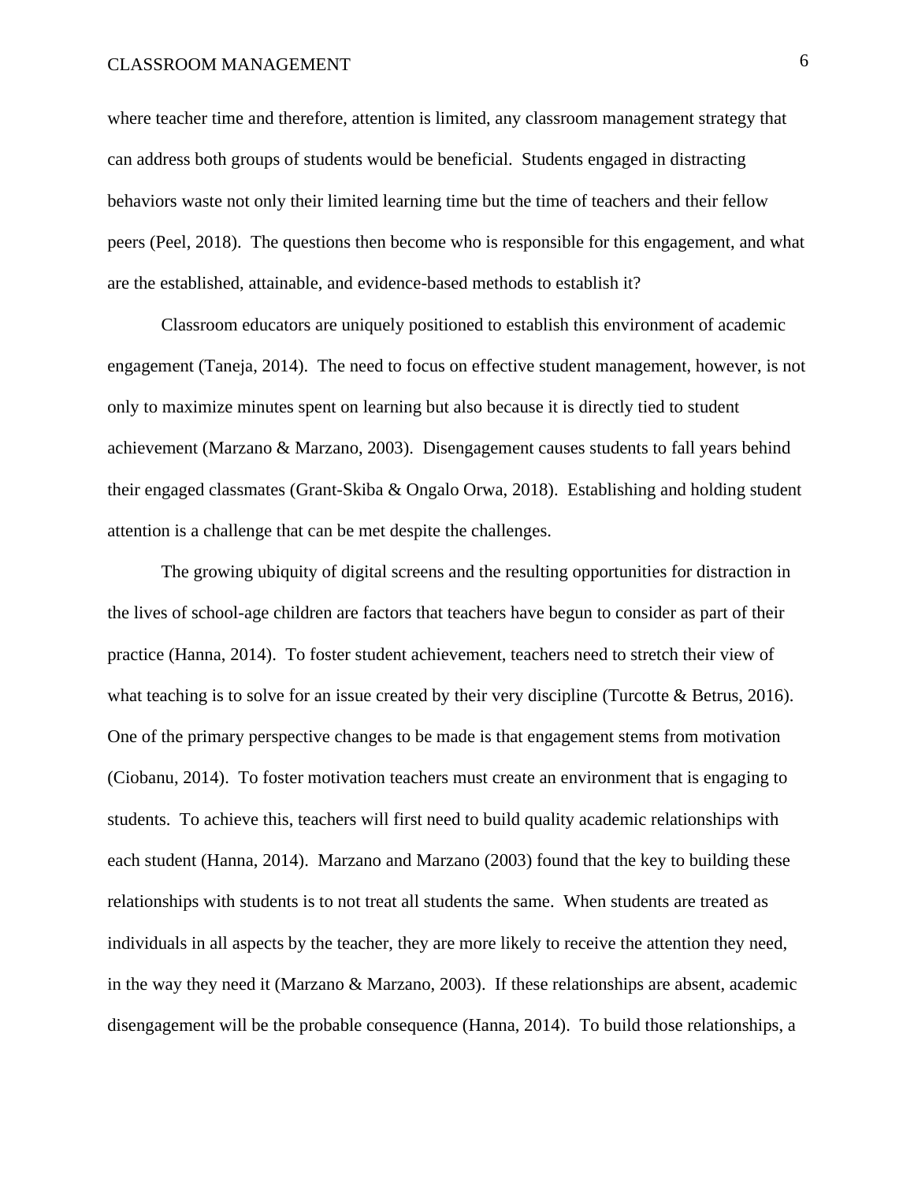where teacher time and therefore, attention is limited, any classroom management strategy that can address both groups of students would be beneficial. Students engaged in distracting behaviors waste not only their limited learning time but the time of teachers and their fellow peers (Peel, 2018). The questions then become who is responsible for this engagement, and what are the established, attainable, and evidence-based methods to establish it?

Classroom educators are uniquely positioned to establish this environment of academic engagement (Taneja, 2014). The need to focus on effective student management, however, is not only to maximize minutes spent on learning but also because it is directly tied to student achievement (Marzano & Marzano, 2003). Disengagement causes students to fall years behind their engaged classmates (Grant-Skiba & Ongalo Orwa, 2018). Establishing and holding student attention is a challenge that can be met despite the challenges.

The growing ubiquity of digital screens and the resulting opportunities for distraction in the lives of school-age children are factors that teachers have begun to consider as part of their practice (Hanna, 2014). To foster student achievement, teachers need to stretch their view of what teaching is to solve for an issue created by their very discipline (Turcotte & Betrus, 2016). One of the primary perspective changes to be made is that engagement stems from motivation (Ciobanu, 2014). To foster motivation teachers must create an environment that is engaging to students. To achieve this, teachers will first need to build quality academic relationships with each student (Hanna, 2014). Marzano and Marzano (2003) found that the key to building these relationships with students is to not treat all students the same. When students are treated as individuals in all aspects by the teacher, they are more likely to receive the attention they need, in the way they need it (Marzano & Marzano, 2003). If these relationships are absent, academic disengagement will be the probable consequence (Hanna, 2014). To build those relationships, a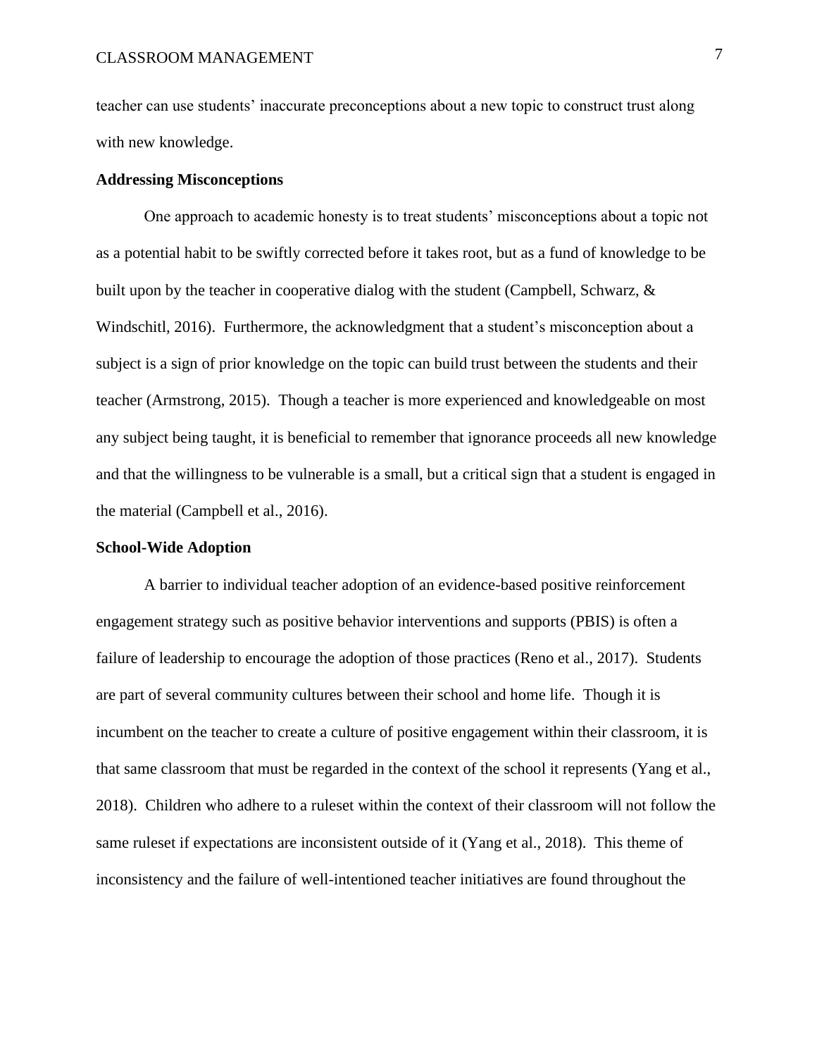teacher can use students' inaccurate preconceptions about a new topic to construct trust along with new knowledge.

**Addressing Misconceptions**

One approach to academic honesty is to treat students' misconceptions about a topic not as a potential habit to be swiftly corrected before it takes root, but as a fund of knowledge to be built upon by the teacher in cooperative dialog with the student (Campbell, Schwarz, & Windschitl, 2016). Furthermore, the acknowledgment that a student's misconception about a subject is a sign of prior knowledge on the topic can build trust between the students and their teacher (Armstrong, 2015). Though a teacher is more experienced and knowledgeable on most any subject being taught, it is beneficial to remember that ignorance proceeds all new knowledge and that the willingness to be vulnerable is a small, but a critical sign that a student is engaged in the material (Campbell et al., 2016).

**School-Wide Adoption**

A barrier to individual teacher adoption of an evidence-based positive reinforcement engagement strategy such as positive behavior interventions and supports (PBIS) is often a failure of leadership to encourage the adoption of those practices (Reno et al., 2017). Students are part of several community cultures between their school and home life. Though it is incumbent on the teacher to create a culture of positive engagement within their classroom, it is that same classroom that must be regarded in the context of the school it represents (Yang et al., 2018). Children who adhere to a ruleset within the context of their classroom will not follow the same ruleset if expectations are inconsistent outside of it (Yang et al., 2018). This theme of inconsistency and the failure of well-intentioned teacher initiatives are found throughout the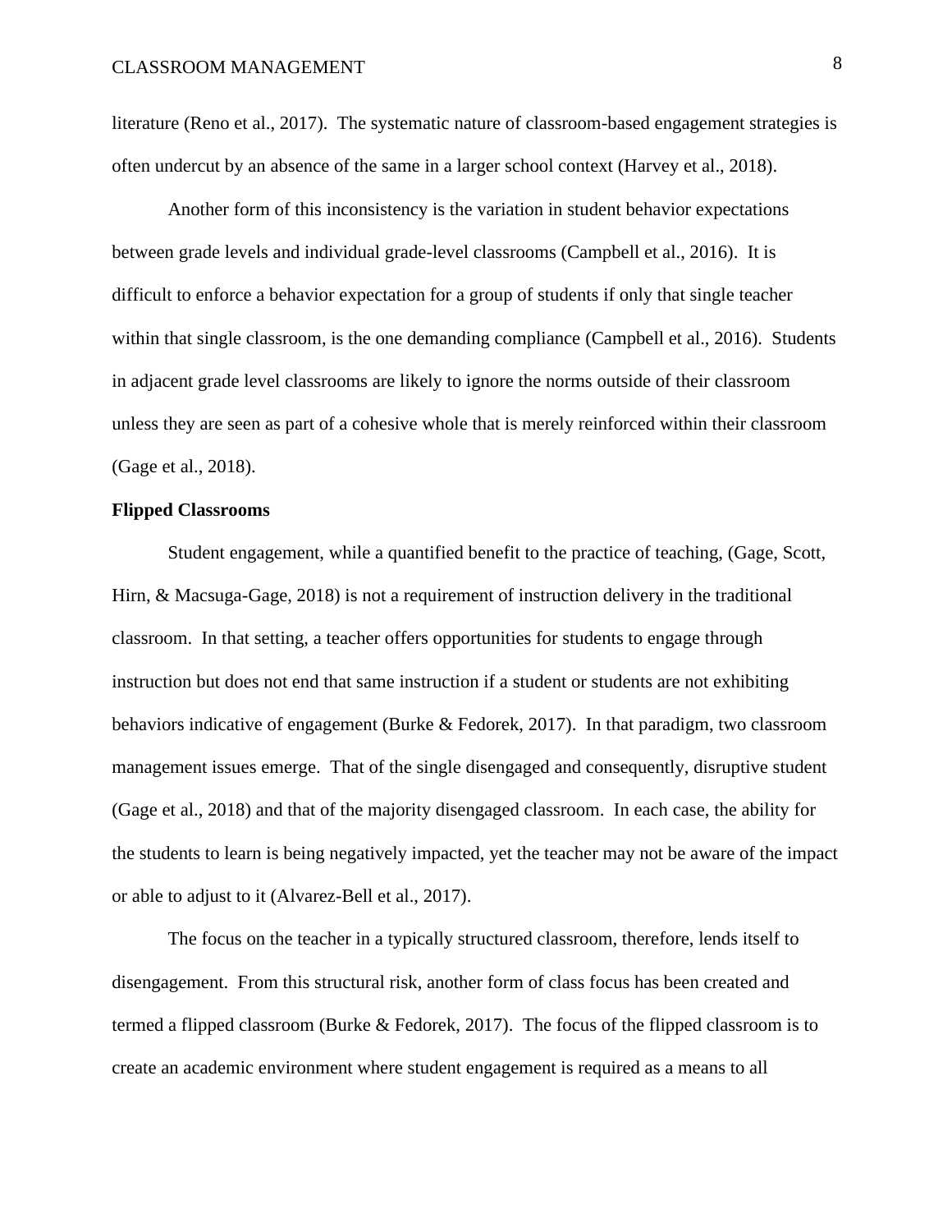literature (Reno et al., 2017). The systematic nature of classroom-based engagement strategies is often undercut by an absence of the same in a larger school context (Harvey et al., 2018).

Another form of this inconsistency is the variation in student behavior expectations between grade levels and individual grade-level classrooms (Campbell et al., 2016). It is difficult to enforce a behavior expectation for a group of students if only that single teacher within that single classroom, is the one demanding compliance (Campbell et al., 2016). Students in adjacent grade level classrooms are likely to ignore the norms outside of their classroom unless they are seen as part of a cohesive whole that is merely reinforced within their classroom (Gage et al., 2018).

### Flipped Classrooms

Student engagement, while a quantified benefit to the practice of teaching, (Gage, Scott, Hirn, & Macsuga-Gage, 2018) is not a requirement of instruction delivery in the traditional classroom. In that setting, a teacher offers opportunities for students to engage through instruction but does not end that same instruction if a student or students are not exhibiting behaviors indicative of engagement (Burke & Fedorek, 2017). In that paradigm, two classroom management issues emerge. That of the single disengaged and consequently, disruptive student (Gage et al., 2018) and that of the majority disengaged classroom. In each case, the ability for the students to learn is being negatively impacted, yet the teacher may not be aware of the impact or able to adjust to it (Alvarez-Bell et al., 2017).

The focus on the teacher in a typically structured classroom, therefore, lends itself to disengagement. From this structural risk, another form of class focus has been created and termed a flipped classroom (Burke & Fedorek, 2017). The focus of the flipped classroom is to create an academic environment where student engagement is required as a means to all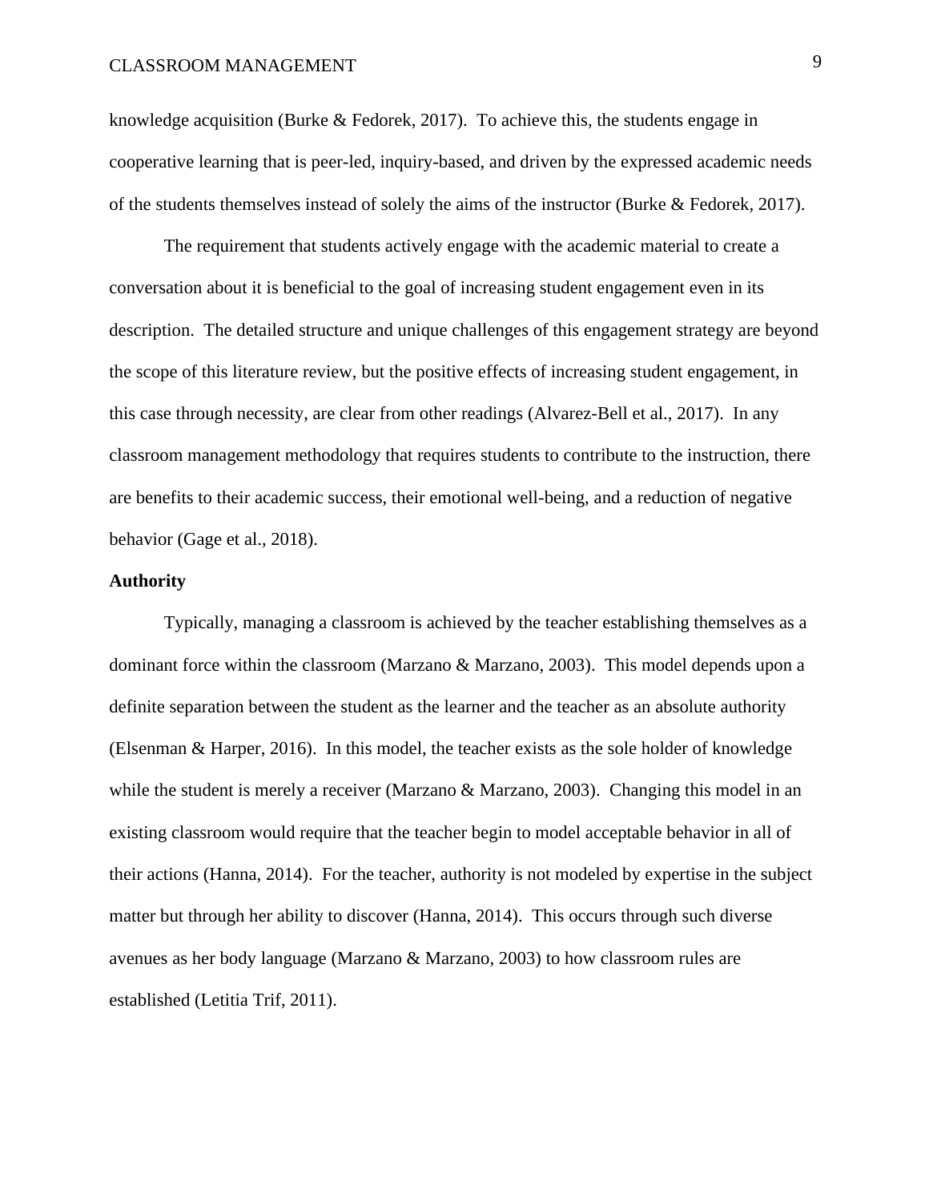knowledge acquisition (Burke & Fedorek, 2017). To achieve this, the students engage in cooperative learning that is peer-led, inquiry-based, and driven by the expressed academic needs of the students themselves instead of solely the aims of the instructor (Burke & Fedorek, 2017).

The requirement that students actively engage with the academic material to create a conversation about it is beneficial to the goal of increasing student engagement even in its description. The detailed structure and unique challenges of this engagement strategy are beyond the scope of this literature review, but the positive effects of increasing student engagement, in this case through necessity, are clear from other readings (Alvarez-Bell et al., 2017). In any classroom management methodology that requires students to contribute to the instruction, there are benefits to their academic success, their emotional well-being, and a reduction of negative behavior (Gage et al., 2018).

**Authority**

Typically, managing a classroom is achieved by the teacher establishing themselves as a dominant force within the classroom (Marzano & Marzano, 2003). This model depends upon a definite separation between the student as the learner and the teacher as an absolute authority (Elsenman & Harper, 2016). In this model, the teacher exists as the sole holder of knowledge while the student is merely a receiver (Marzano & Marzano, 2003). Changing this model in an existing classroom would require that the teacher begin to model acceptable behavior in all of their actions (Hanna, 2014). For the teacher, authority is not modeled by expertise in the subject matter but through her ability to discover (Hanna, 2014). This occurs through such diverse avenues as her body language (Marzano & Marzano, 2003) to how classroom rules are established (Letitia Trif, 2011).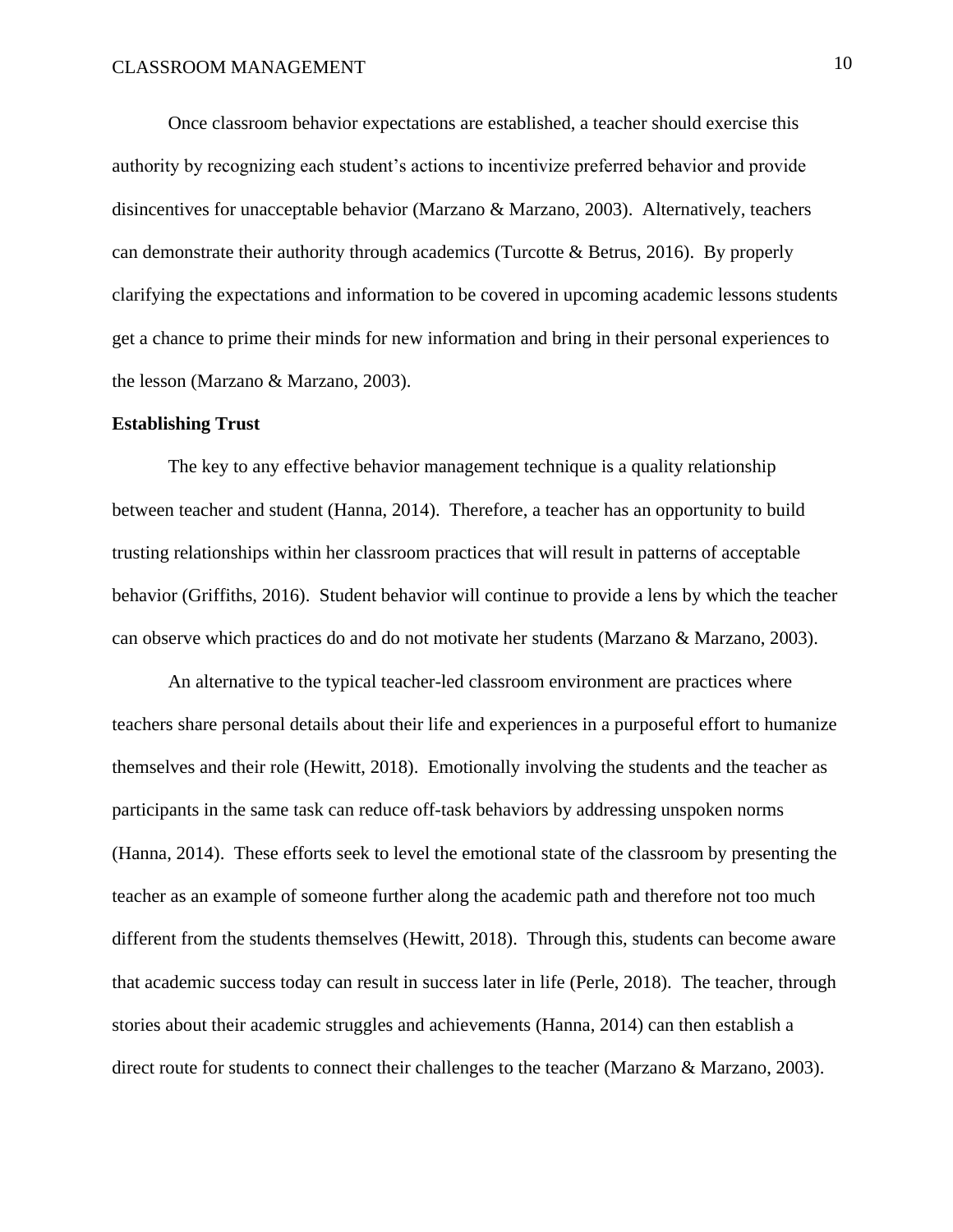Once classroom behavior expectations are established, a teacher should exercise this authority by recognizing each student's actions to incentivize preferred behavior and provide disincentives for unacceptable behavior (Marzano & Marzano, 2003). Alternatively, teachers can demonstrate their authority through academics (Turcotte & Betrus, 2016). By properly clarifying the expectations and information to be covered in upcoming academic lessons students get a chance to prime their minds for new information and bring in their personal experiences to the lesson (Marzano & Marzano, 2003).

**Establishing Trust**

The key to any effective behavior management technique is a quality relationship between teacher and student (Hanna, 2014). Therefore, a teacher has an opportunity to build trusting relationships within her classroom practices that will result in patterns of acceptable behavior (Griffiths, 2016). Student behavior will continue to provide a lens by which the teacher can observe which practices do and do not motivate her students (Marzano & Marzano, 2003).

An alternative to the typical teacher-led classroom environment are practices where teachers share personal details about their life and experiences in a purposeful effort to humanize themselves and their role (Hewitt, 2018). Emotionally involving the students and the teacher as participants in the same task can reduce off-task behaviors by addressing unspoken norms (Hanna, 2014). These efforts seek to level the emotional state of the classroom by presenting the teacher as an example of someone further along the academic path and therefore not too much different from the students themselves (Hewitt, 2018). Through this, students can become aware that academic success today can result in success later in life (Perle, 2018). The teacher, through stories about their academic struggles and achievements (Hanna, 2014) can then establish a direct route for students to connect their challenges to the teacher (Marzano & Marzano, 2003).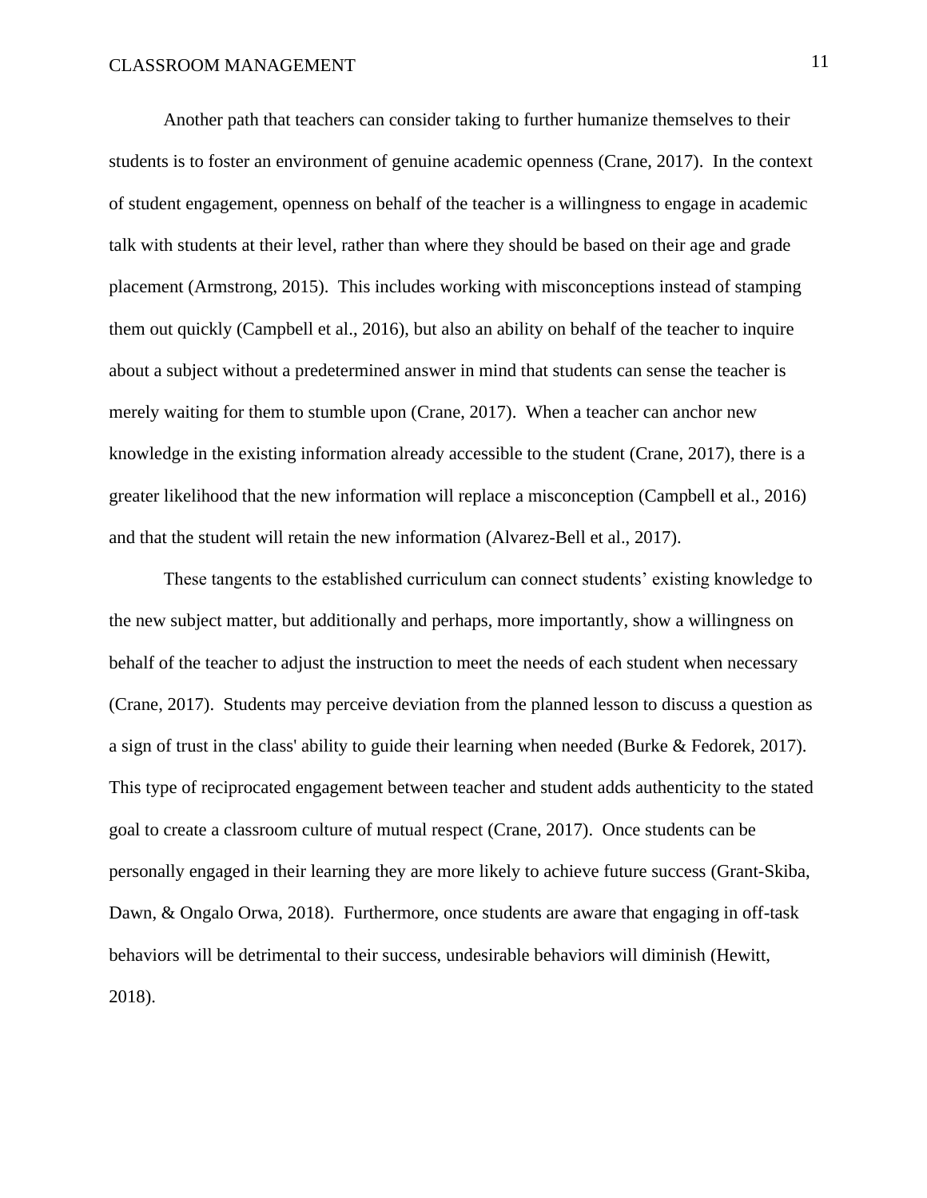Another path that teachers can consider taking to further humanize themselves to their students is to foster an environment of genuine academic openness (Crane, 2017). In the context of student engagement, openness on behalf of the teacher is a willingness to engage in academic talk with students at their level, rather than where they should be based on their age and grade placement (Armstrong, 2015). This includes working with misconceptions instead of stamping them out quickly (Campbell et al., 2016), but also an ability on behalf of the teacher to inquire about a subject without a predetermined answer in mind that students can sense the teacher is merely waiting for them to stumble upon (Crane, 2017). When a teacher can anchor new knowledge in the existing information already accessible to the student (Crane, 2017), there is a greater likelihood that the new information will replace a misconception (Campbell et al., 2016) and that the student will retain the new information (Alvarez-Bell et al., 2017).

These tangents to the established curriculum can connect students' existing knowledge to the new subject matter, but additionally and perhaps, more importantly, show a willingness on behalf of the teacher to adjust the instruction to meet the needs of each student when necessary (Crane, 2017). Students may perceive deviation from the planned lesson to discuss a question as a sign of trust in the class' ability to guide their learning when needed (Burke & Fedorek, 2017). This type of reciprocated engagement between teacher and student adds authenticity to the stated goal to create a classroom culture of mutual respect (Crane, 2017). Once students can be personally engaged in their learning they are more likely to achieve future success (Grant-Skiba, Dawn, & Ongalo Orwa, 2018). Furthermore, once students are aware that engaging in off-task behaviors will be detrimental to their success, undesirable behaviors will diminish (Hewitt, 2018).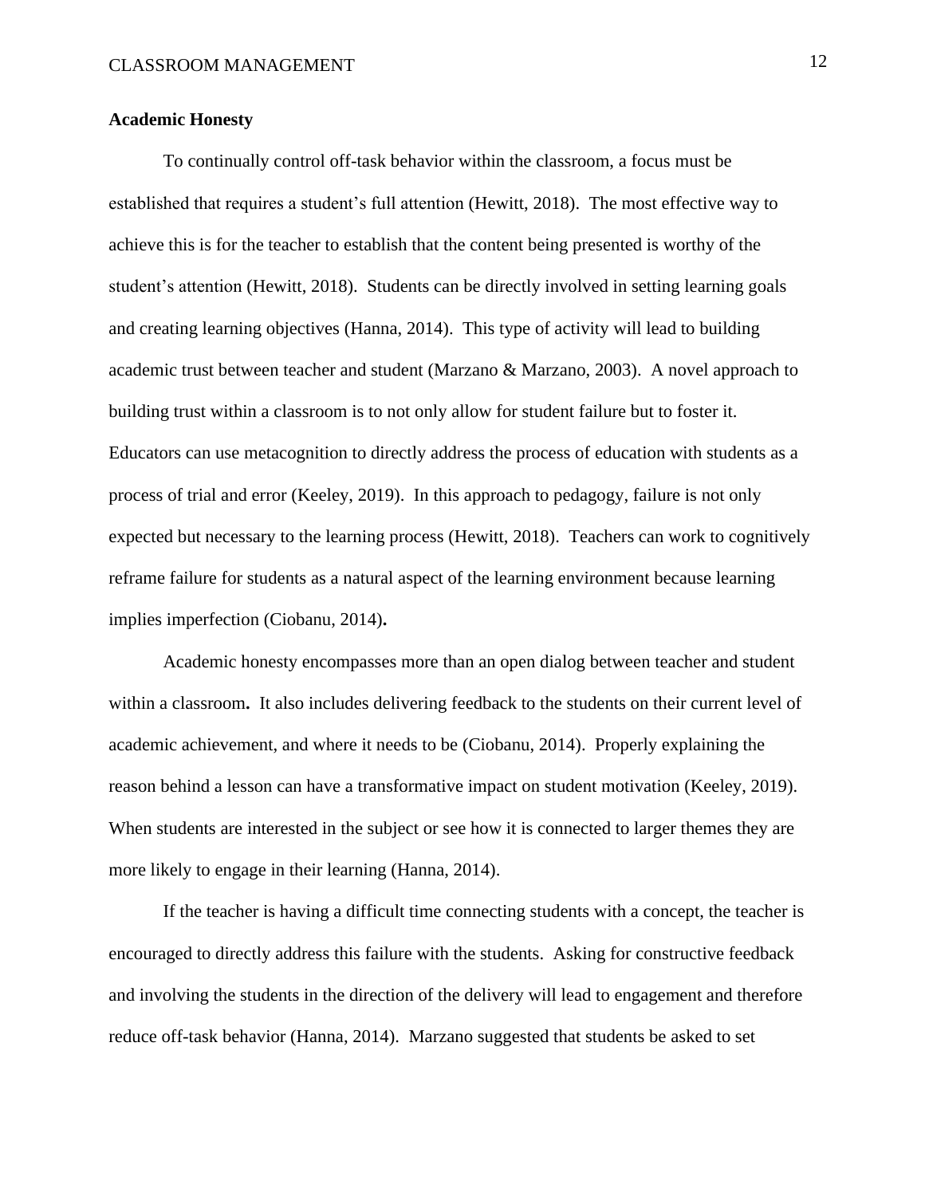**Academic Honesty**

To continually control off-task behavior within the classroom, a focus must be established that requires a student's full attention (Hewitt, 2018). The most effective way to achieve this is for the teacher to establish that the content being presented is worthy of the student's attention (Hewitt, 2018). Students can be directly involved in setting learning goals and creating learning objectives (Hanna, 2014). This type of activity will lead to building academic trust between teacher and student (Marzano & Marzano, 2003). A novel approach to building trust within a classroom is to not only allow for student failure but to foster it. Educators can use metacognition to directly address the process of education with students as a process of trial and error (Keeley, 2019). In this approach to pedagogy, failure is not only expected but necessary to the learning process (Hewitt, 2018). Teachers can work to cognitively reframe failure for students as a natural aspect of the learning environment because learning implies imperfection (Ciobanu, 2014).

Academic honesty encompasses more than an open dialog between teacher and student within a classroom. It also includes delivering feedback to the students on their current level of academic achievement, and where it needs to be (Ciobanu, 2014). Properly explaining the reason behind a lesson can have a transformative impact on student motivation (Keeley, 2019). When students are interested in the subject or see how it is connected to larger themes they are more likely to engage in their learning (Hanna, 2014).

If the teacher is having a difficult time connecting students with a concept, the teacher is encouraged to directly address this failure with the students. Asking for constructive feedback and involving the students in the direction of the delivery will lead to engagement and therefore reduce off-task behavior (Hanna, 2014). Marzano suggested that students be asked to set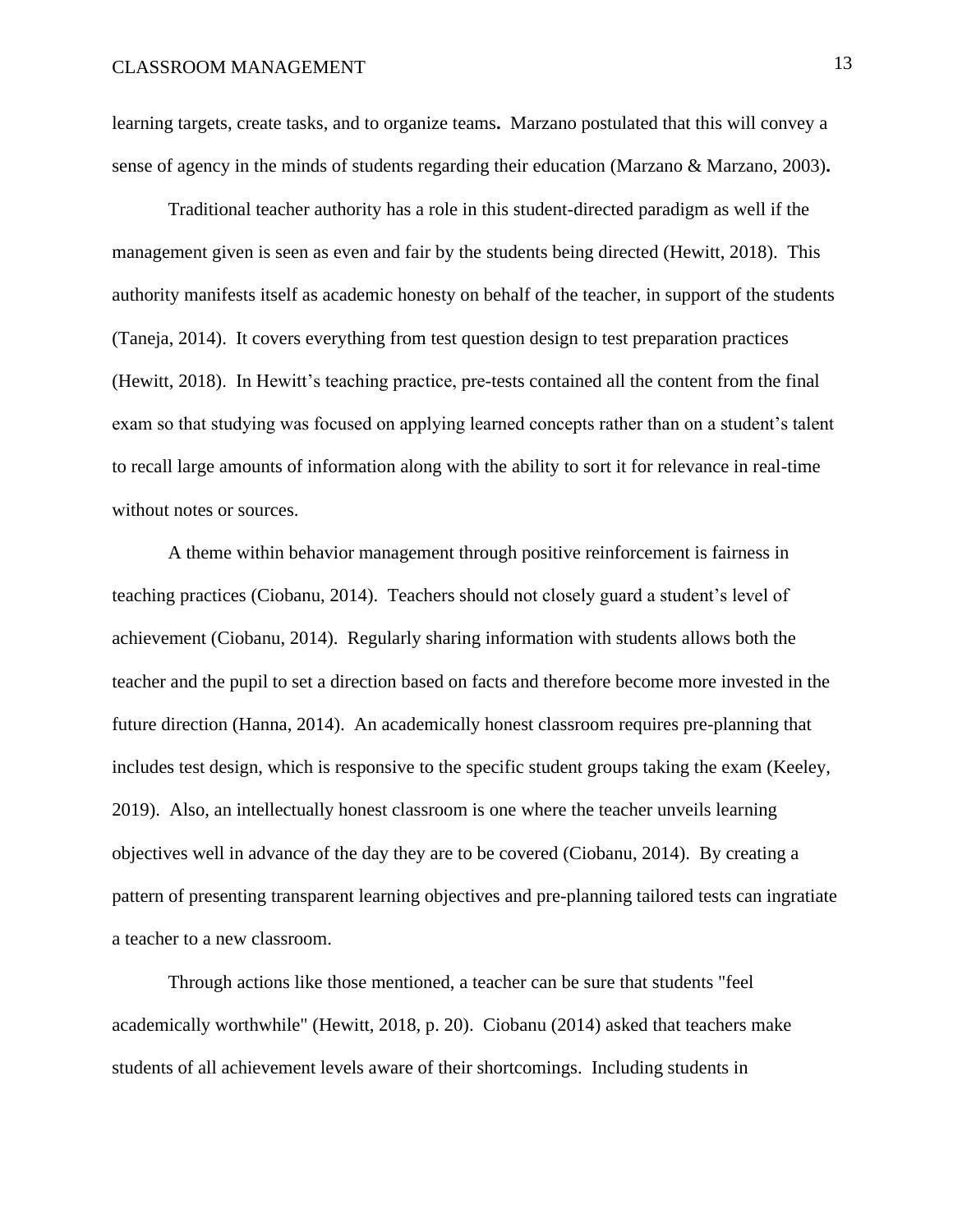learning targets, create tasks, and to organize teams**.** Marzano postulated that this will convey a sense of agency in the minds of students regarding their education (Marzano & Marzano, 2003)**.**

Traditional teacher authority has a role in this student-directed paradigm as well if the management given is seen as even and fair by the students being directed (Hewitt, 2018). This authority manifests itself as academic honesty on behalf of the teacher, in support of the students (Taneja, 2014). It covers everything from test question design to test preparation practices (Hewitt, 2018). In Hewitt's teaching practice, pre-tests contained all the content from the final exam so that studying was focused on applying learned concepts rather than on a student's talent to recall large amounts of information along with the ability to sort it for relevance in real-time without notes or sources.

A theme within behavior management through positive reinforcement is fairness in teaching practices (Ciobanu, 2014). Teachers should not closely guard a student's level of achievement (Ciobanu, 2014). Regularly sharing information with students allows both the teacher and the pupil to set a direction based on facts and therefore become more invested in the future direction (Hanna, 2014). An academically honest classroom requires pre-planning that includes test design, which is responsive to the specific student groups taking the exam (Keeley, 2019). Also, an intellectually honest classroom is one where the teacher unveils learning objectives well in advance of the day they are to be covered (Ciobanu, 2014). By creating a pattern of presenting transparent learning objectives and pre-planning tailored tests can ingratiate a teacher to a new classroom.

Through actions like those mentioned, a teacher can be sure that students "feel academically worthwhile" (Hewitt, 2018, p. 20). Ciobanu (2014) asked that teachers make students of all achievement levels aware of their shortcomings. Including students in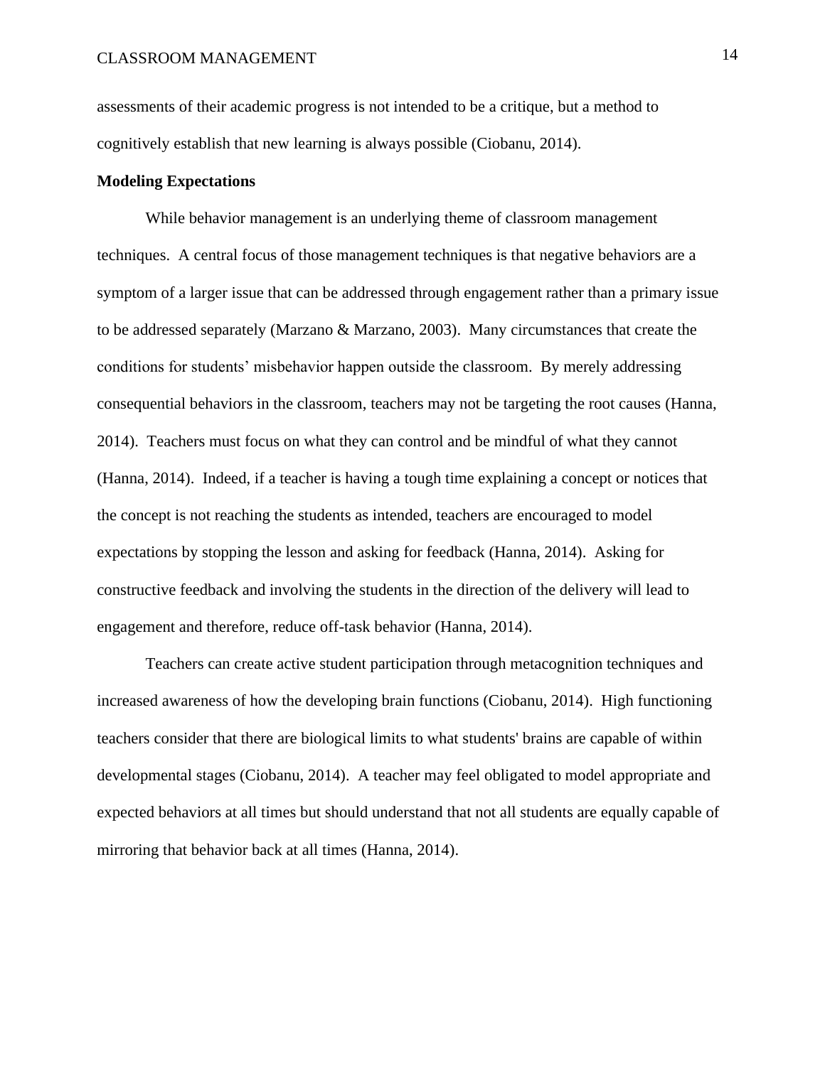assessments of their academic progress is not intended to be a critique, but a method to cognitively establish that new learning is always possible (Ciobanu, 2014).

**Modeling Expectations**

While behavior management is an underlying theme of classroom management techniques. A central focus of those management techniques is that negative behaviors are a symptom of a larger issue that can be addressed through engagement rather than a primary issue to be addressed separately (Marzano & Marzano, 2003). Many circumstances that create the conditions for students' misbehavior happen outside the classroom. By merely addressing consequential behaviors in the classroom, teachers may not be targeting the root causes (Hanna, 2014). Teachers must focus on what they can control and be mindful of what they cannot (Hanna, 2014). Indeed, if a teacher is having a tough time explaining a concept or notices that the concept is not reaching the students as intended, teachers are encouraged to model expectations by stopping the lesson and asking for feedback (Hanna, 2014). Asking for constructive feedback and involving the students in the direction of the delivery will lead to engagement and therefore, reduce off-task behavior (Hanna, 2014).

Teachers can create active student participation through metacognition techniques and increased awareness of how the developing brain functions (Ciobanu, 2014). High functioning teachers consider that there are biological limits to what students' brains are capable of within developmental stages (Ciobanu, 2014). A teacher may feel obligated to model appropriate and expected behaviors at all times but should understand that not all students are equally capable of mirroring that behavior back at all times (Hanna, 2014).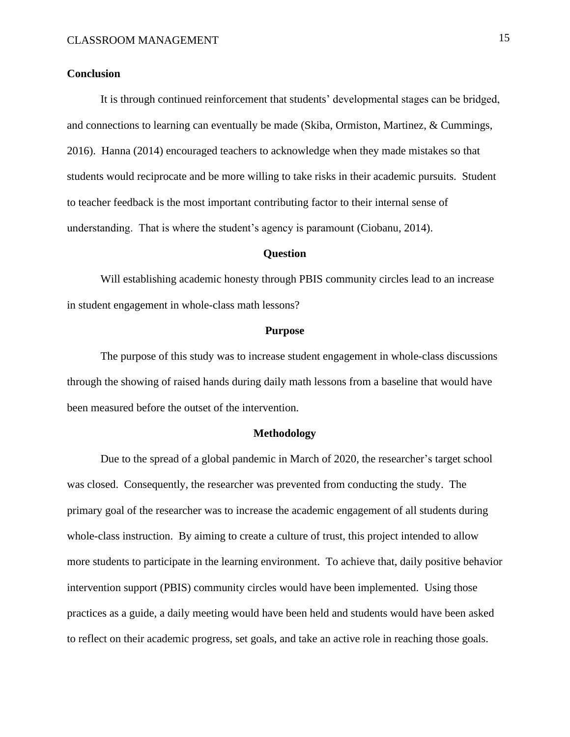**Conclusion**

It is through continued reinforcement that students' developmental stages can be bridged, and connections to learning can eventually be made (Skiba, Ormiston, Martinez, & Cummings, 2016). Hanna (2014) encouraged teachers to acknowledge when they made mistakes so that students would reciprocate and be more willing to take risks in their academic pursuits. Student to teacher feedback is the most important contributing factor to their internal sense of understanding. That is where the student's agency is paramount (Ciobanu, 2014).

## Question

Will establishing academic honesty through PBIS community circles lead to an increase in student engagement in whole-class math lessons?

## Purpose

The purpose of this study was to increase student engagement in whole-class discussions through the showing of raised hands during daily math lessons from a baseline that would have been measured before the outset of the intervention.

## Methodology

Due to the spread of a global pandemic in March of 2020, the researcher's target school was closed. Consequently, the researcher was prevented from conducting the study. The primary goal of the researcher was to increase the academic engagement of all students during whole-class instruction. By aiming to create a culture of trust, this project intended to allow more students to participate in the learning environment. To achieve that, daily positive behavior intervention support (PBIS) community circles would have been implemented. Using those practices as a guide, a daily meeting would have been held and students would have been asked to reflect on their academic progress, set goals, and take an active role in reaching those goals.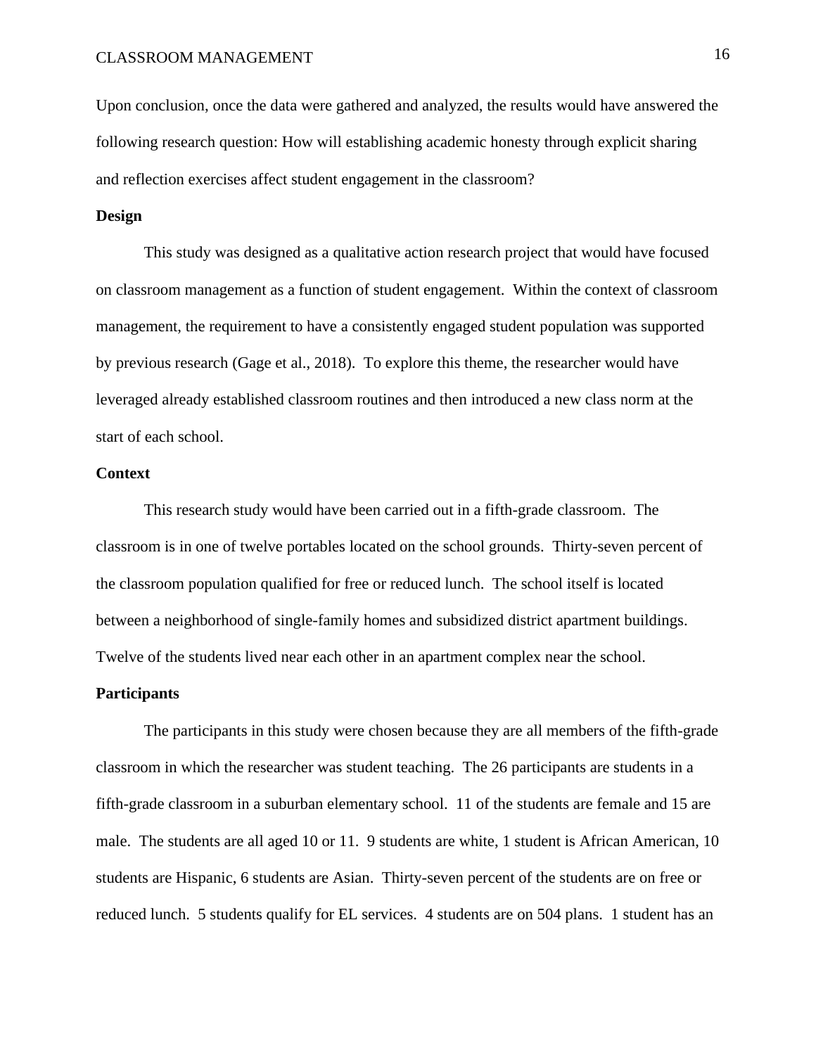Upon conclusion, once the data were gathered and analyzed, the results would have answered the following research question: How will establishing academic honesty through explicit sharing and reflection exercises affect student engagement in the classroom?

**Design**

This study was designed as a qualitative action research project that would have focused on classroom management as a function of student engagement. Within the context of classroom management, the requirement to have a consistently engaged student population was supported by previous research (Gage et al., 2018). To explore this theme, the researcher would have leveraged already established classroom routines and then introduced a new class norm at the start of each school.

**Context**

This research study would have been carried out in a fifth-grade classroom. The classroom is in one of twelve portables located on the school grounds. Thirty-seven percent of the classroom population qualified for free or reduced lunch. The school itself is located between a neighborhood of single-family homes and subsidized district apartment buildings. Twelve of the students lived near each other in an apartment complex near the school.

**Participants**

The participants in this study were chosen because they are all members of the fifth-grade classroom in which the researcher was student teaching. The 26 participants are students in a fifth-grade classroom in a suburban elementary school. 11 of the students are female and 15 are male. The students are all aged 10 or 11. 9 students are white, 1 student is African American, 10 students are Hispanic, 6 students are Asian. Thirty-seven percent of the students are on free or reduced lunch. 5 students qualify for EL services. 4 students are on 504 plans. 1 student has an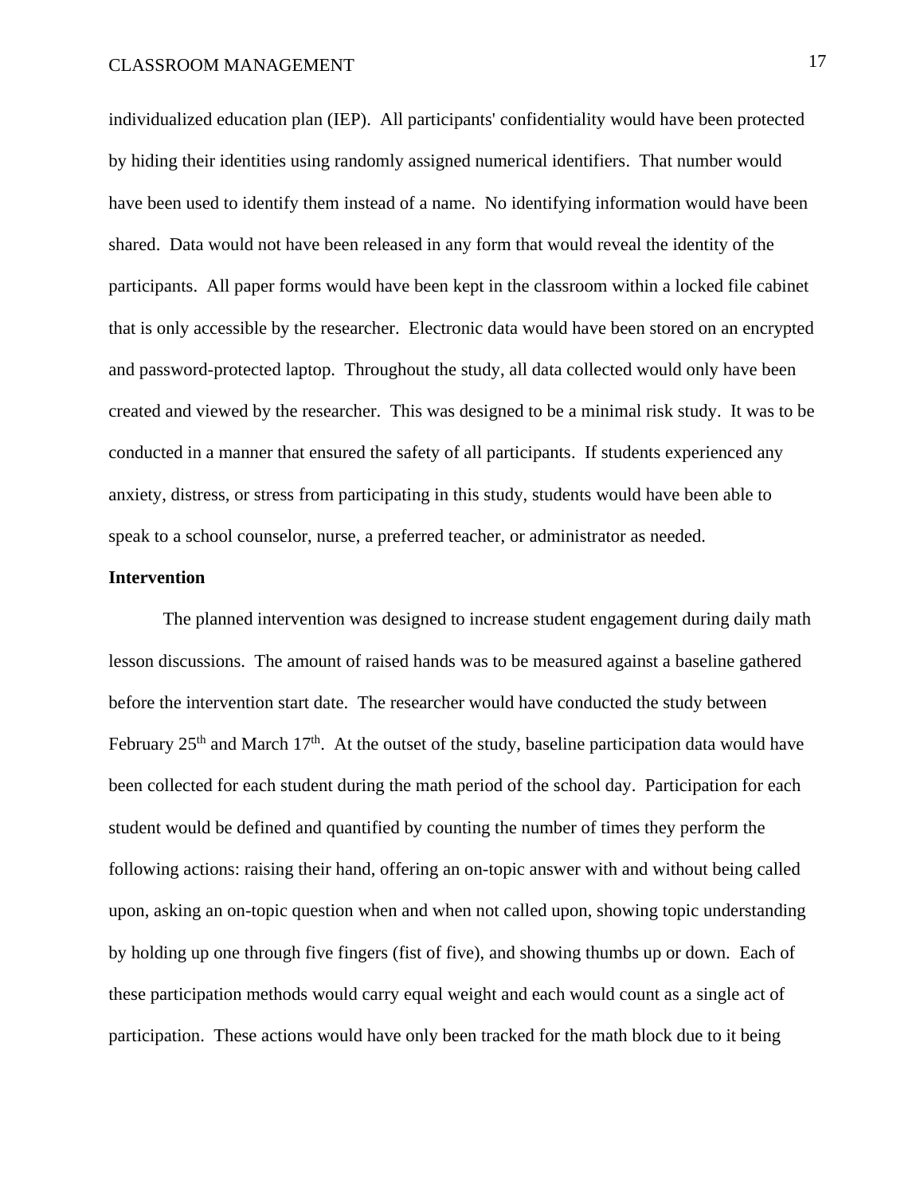individualized education plan (IEP). All participants' confidentiality would have been protected by hiding their identities using randomly assigned numerical identifiers. That number would have been used to identify them instead of a name. No identifying information would have been shared. Data would not have been released in any form that would reveal the identity of the participants. All paper forms would have been kept in the classroom within a locked file cabinet that is only accessible by the researcher. Electronic data would have been stored on an encrypted and password-protected laptop. Throughout the study, all data collected would only have been created and viewed by the researcher. This was designed to be a minimal risk study. It was to be conducted in a manner that ensured the safety of all participants. If students experienced any anxiety, distress, or stress from participating in this study, students would have been able to speak to a school counselor, nurse, a preferred teacher, or administrator as needed.

**Intervention**

The planned intervention was designed to increase student engagement during daily math lesson discussions. The amount of raised hands was to be measured against a baseline gathered before the intervention start date. The researcher would have conducted the study between February 25th and March 17th. At the outset of the study, baseline participation data would have been collected for each student during the math period of the school day. Participation for each student would be defined and quantified by counting the number of times they perform the following actions: raising their hand, offering an on-topic answer with and without being called upon, asking an on-topic question when and when not called upon, showing topic understanding by holding up one through five fingers (fist of five), and showing thumbs up or down. Each of these participation methods would carry equal weight and each would count as a single act of participation. These actions would have only been tracked for the math block due to it being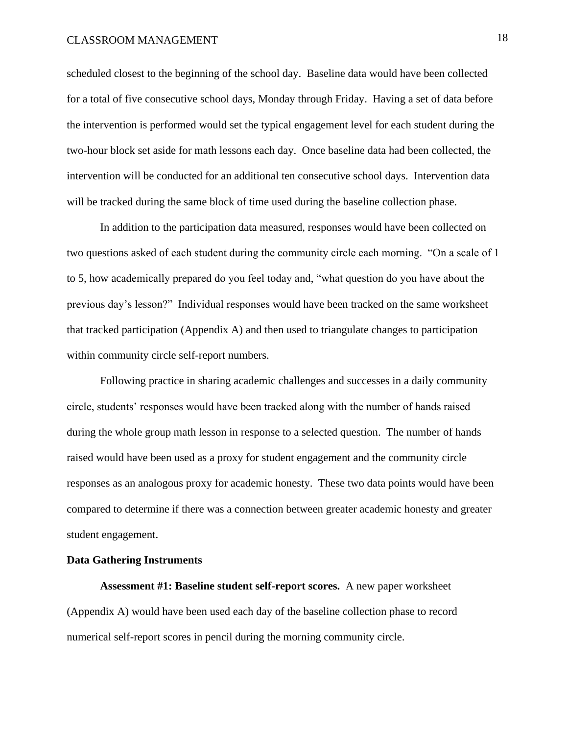scheduled closest to the beginning of the school day. Baseline data would have been collected for a total of five consecutive school days, Monday through Friday. Having a set of data before the intervention is performed would set the typical engagement level for each student during the two-hour block set aside for math lessons each day. Once baseline data had been collected, the intervention will be conducted for an additional ten consecutive school days. Intervention data will be tracked during the same block of time used during the baseline collection phase.

In addition to the participation data measured, responses would have been collected on two questions asked of each student during the community circle each morning. "On a scale of 1 to 5, how academically prepared do you feel today and, "what question do you have about the previous day's lesson?" Individual responses would have been tracked on the same worksheet that tracked participation (Appendix A) and then used to triangulate changes to participation within community circle self-report numbers.

Following practice in sharing academic challenges and successes in a daily community circle, students' responses would have been tracked along with the number of hands raised during the whole group math lesson in response to a selected question. The number of hands raised would have been used as a proxy for student engagement and the community circle responses as an analogous proxy for academic honesty. These two data points would have been compared to determine if there was a connection between greater academic honesty and greater student engagement.

**Data Gathering Instruments**

**Assessment #1: Baseline student self-report scores.** A new paper worksheet (Appendix A) would have been used each day of the baseline collection phase to record numerical self-report scores in pencil during the morning community circle.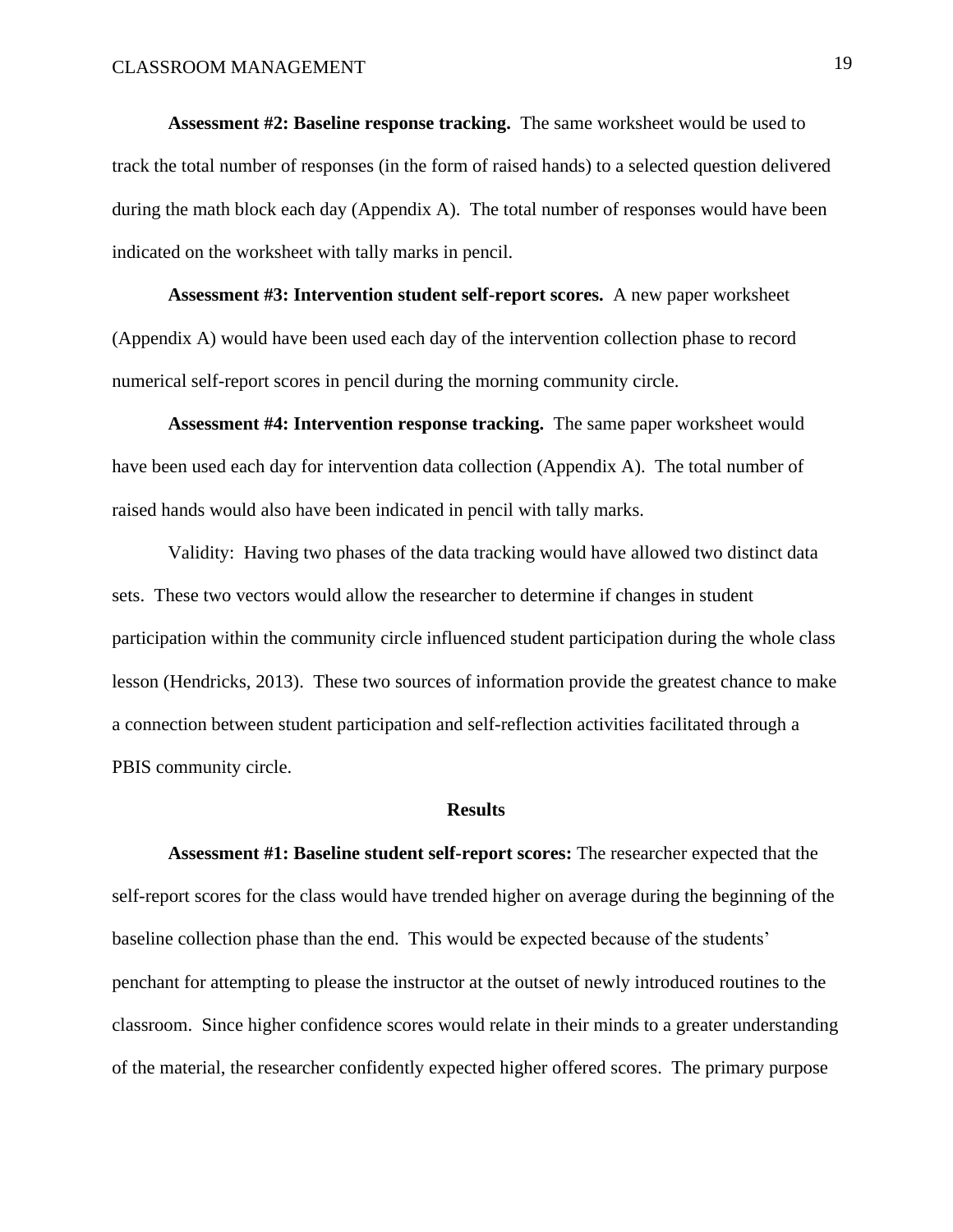**Assessment #2: Baseline response tracking.** The same worksheet would be used to track the total number of responses (in the form of raised hands) to a selected question delivered during the math block each day (Appendix A). The total number of responses would have been indicated on the worksheet with tally marks in pencil.

**Assessment #3: Intervention student self-report scores.** A new paper worksheet (Appendix A) would have been used each day of the intervention collection phase to record numerical self-report scores in pencil during the morning community circle.

**Assessment #4: Intervention response tracking.** The same paper worksheet would have been used each day for intervention data collection (Appendix A). The total number of raised hands would also have been indicated in pencil with tally marks.

Validity: Having two phases of the data tracking would have allowed two distinct data sets. These two vectors would allow the researcher to determine if changes in student participation within the community circle influenced student participation during the whole class lesson (Hendricks, 2013). These two sources of information provide the greatest chance to make a connection between student participation and self-reflection activities facilitated through a PBIS community circle.

## Results

**Assessment #1: Baseline student self-report scores:** The researcher expected that the self-report scores for the class would have trended higher on average during the beginning of the baseline collection phase than the end. This would be expected because of the students' penchant for attempting to please the instructor at the outset of newly introduced routines to the classroom. Since higher confidence scores would relate in their minds to a greater understanding of the material, the researcher confidently expected higher offered scores. The primary purpose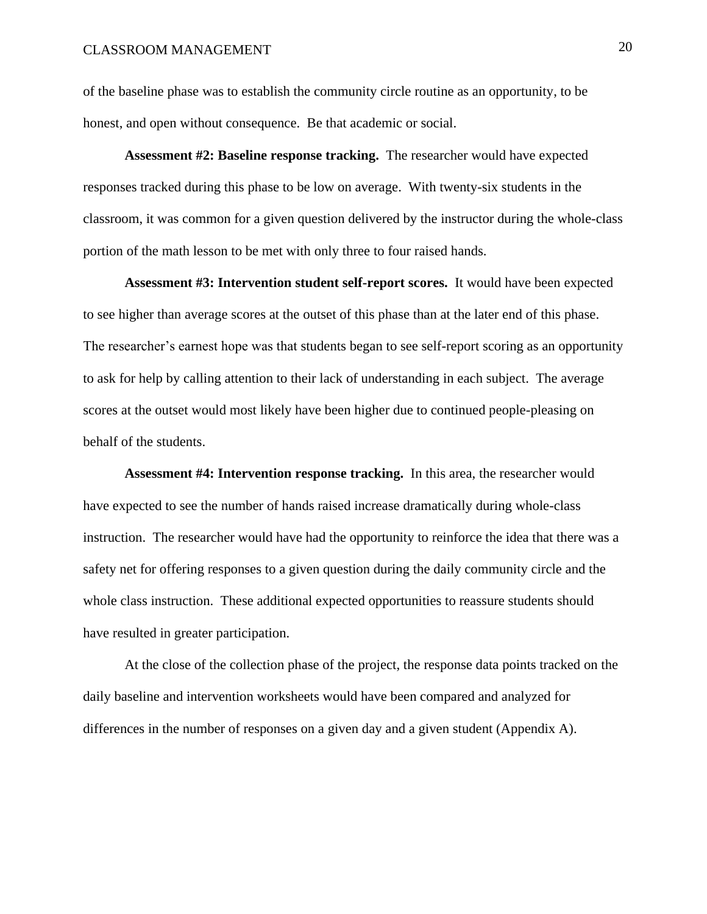of the baseline phase was to establish the community circle routine as an opportunity, to be honest, and open without consequence. Be that academic or social.

**Assessment #2: Baseline response tracking.** The researcher would have expected responses tracked during this phase to be low on average. With twenty-six students in the classroom, it was common for a given question delivered by the instructor during the whole-class portion of the math lesson to be met with only three to four raised hands.

**Assessment #3: Intervention student self-report scores.** It would have been expected to see higher than average scores at the outset of this phase than at the later end of this phase. The researcher's earnest hope was that students began to see self-report scoring as an opportunity to ask for help by calling attention to their lack of understanding in each subject. The average scores at the outset would most likely have been higher due to continued people-pleasing on behalf of the students.

**Assessment #4: Intervention response tracking.** In this area, the researcher would have expected to see the number of hands raised increase dramatically during whole-class instruction. The researcher would have had the opportunity to reinforce the idea that there was a safety net for offering responses to a given question during the daily community circle and the whole class instruction. These additional expected opportunities to reassure students should have resulted in greater participation.

At the close of the collection phase of the project, the response data points tracked on the daily baseline and intervention worksheets would have been compared and analyzed for differences in the number of responses on a given day and a given student (Appendix A).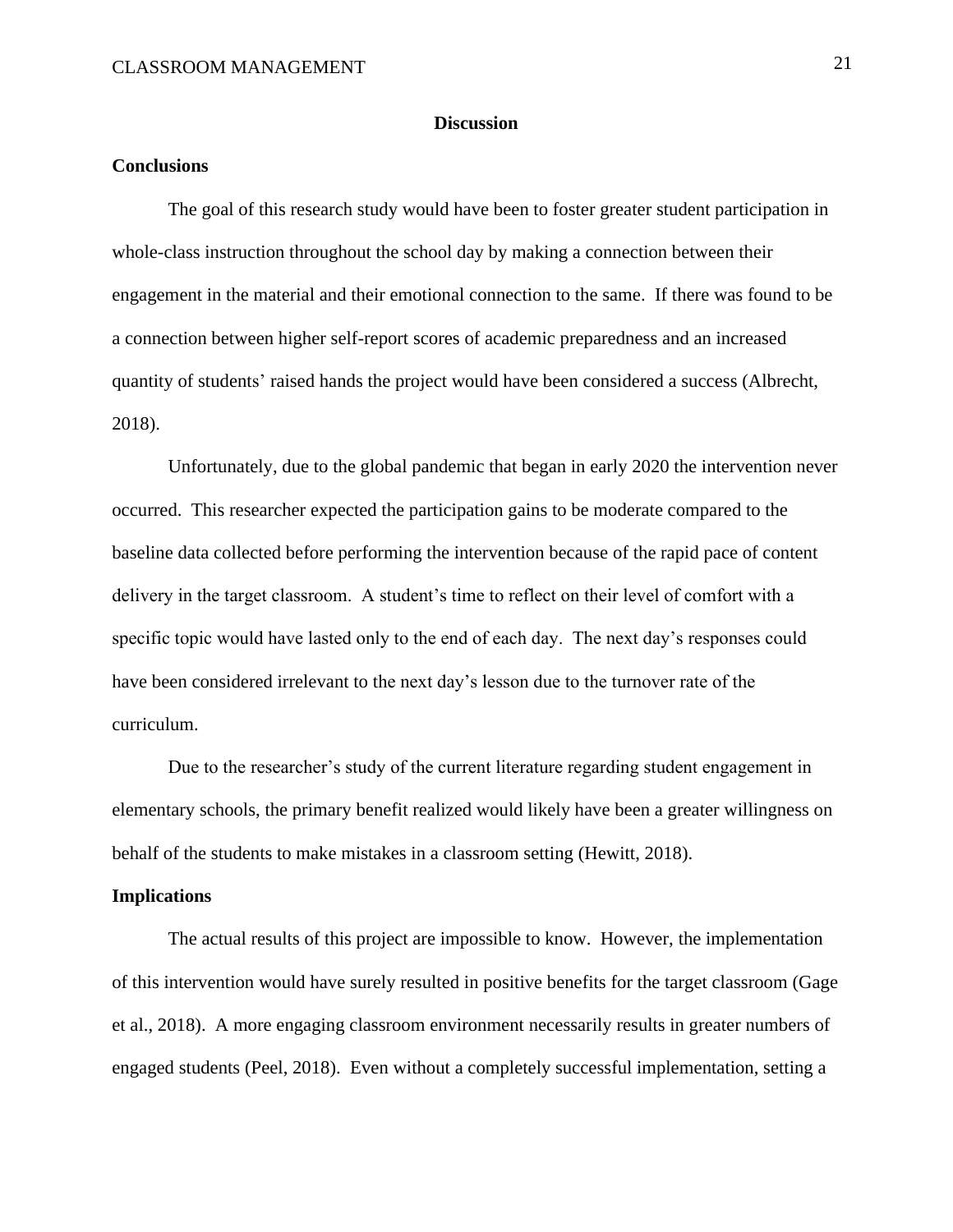# Discussion

## Conclusions

The goal of this research study would have been to foster greater student participation in whole-class instruction throughout the school day by making a connection between their engagement in the material and their emotional connection to the same. If there was found to be a connection between higher self-report scores of academic preparedness and an increased quantity of students' raised hands the project would have been considered a success (Albrecht, 2018).

Unfortunately, due to the global pandemic that began in early 2020 the intervention never occurred. This researcher expected the participation gains to be moderate compared to the baseline data collected before performing the intervention because of the rapid pace of content delivery in the target classroom. A student's time to reflect on their level of comfort with a specific topic would have lasted only to the end of each day. The next day's responses could have been considered irrelevant to the next day's lesson due to the turnover rate of the curriculum.

Due to the researcher's study of the current literature regarding student engagement in elementary schools, the primary benefit realized would likely have been a greater willingness on behalf of the students to make mistakes in a classroom setting (Hewitt, 2018).

## Implications

The actual results of this project are impossible to know. However, the implementation of this intervention would have surely resulted in positive benefits for the target classroom (Gage et al., 2018). A more engaging classroom environment necessarily results in greater numbers of engaged students (Peel, 2018). Even without a completely successful implementation, setting a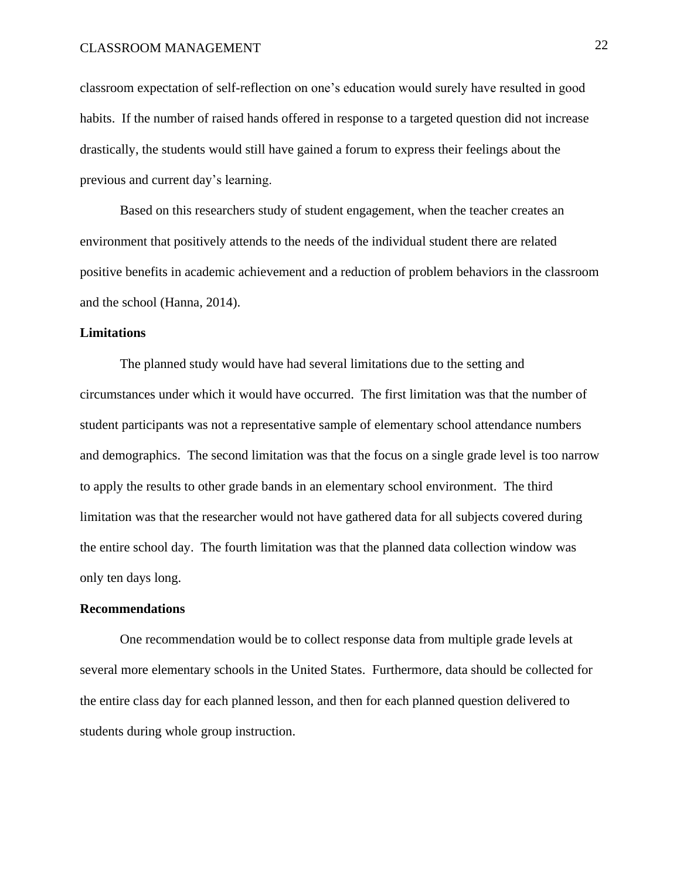classroom expectation of self-reflection on one's education would surely have resulted in good habits. If the number of raised hands offered in response to a targeted question did not increase drastically, the students would still have gained a forum to express their feelings about the previous and current day's learning.

Based on this researchers study of student engagement, when the teacher creates an environment that positively attends to the needs of the individual student there are related positive benefits in academic achievement and a reduction of problem behaviors in the classroom and the school (Hanna, 2014).

## Limitations

The planned study would have had several limitations due to the setting and circumstances under which it would have occurred. The first limitation was that the number of student participants was not a representative sample of elementary school attendance numbers and demographics. The second limitation was that the focus on a single grade level is too narrow to apply the results to other grade bands in an elementary school environment. The third limitation was that the researcher would not have gathered data for all subjects covered during the entire school day. The fourth limitation was that the planned data collection window was only ten days long.

## Recommendations

One recommendation would be to collect response data from multiple grade levels at several more elementary schools in the United States. Furthermore, data should be collected for the entire class day for each planned lesson, and then for each planned question delivered to students during whole group instruction.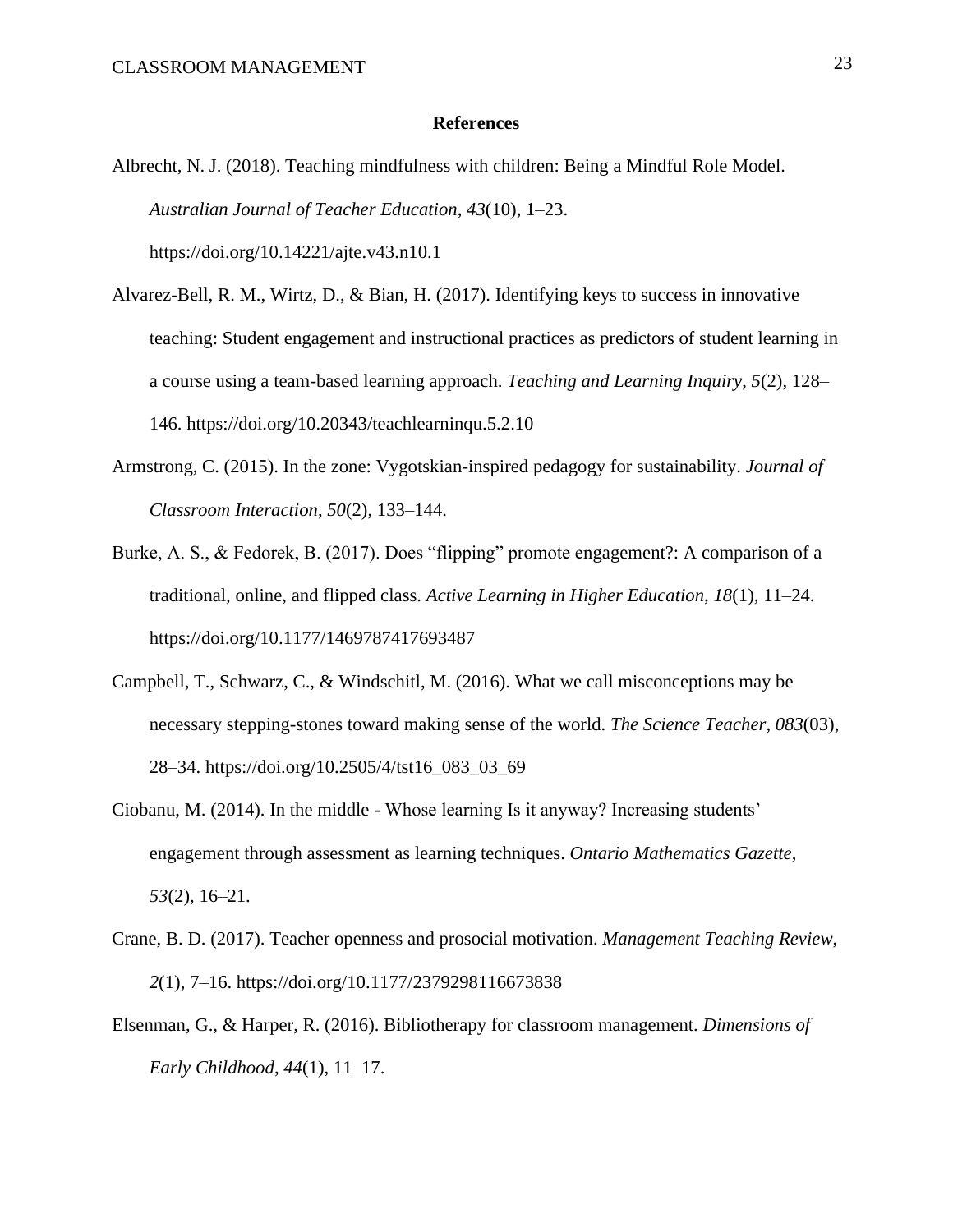## References

Albrecht, N. J. (2018). Teaching mindfulness with children: Being a Mindful Role Model. *Australian Journal of Teacher Education*, *43*(10), 1–23. https://doi.org/10.14221/ajte.v43.n10.1

Alvarez-Bell, R. M., Wirtz, D., & Bian, H. (2017). Identifying keys to success in innovative teaching: Student engagement and instructional practices as predictors of student learning in a course using a team-based learning approach. *Teaching and Learning Inquiry*, *5*(2), 128–146. https://doi.org/10.20343/teachlearninqu.5.2.10

Armstrong, C. (2015). In the zone: Vygotskian-inspired pedagogy for sustainability. *Journal of Classroom Interaction*, *50*(2), 133–144.

Burke, A. S., & Fedorek, B. (2017). Does "flipping" promote engagement?: A comparison of a traditional, online, and flipped class. *Active Learning in Higher Education*, *18*(1), 11–24. https://doi.org/10.1177/1469787417693487

Campbell, T., Schwarz, C., & Windschitl, M. (2016). What we call misconceptions may be necessary stepping-stones toward making sense of the world. *The Science Teacher*, *083*(03), 28–34. https://doi.org/10.2505/4/tst16_083_03_69

Ciobanu, M. (2014). In the middle - Whose learning Is it anyway? Increasing students' engagement through assessment as learning techniques. *Ontario Mathematics Gazette*, *53*(2), 16–21.

Crane, B. D. (2017). Teacher openness and prosocial motivation. *Management Teaching Review*, *2*(1), 7–16. https://doi.org/10.1177/2379298116673838

Elsenman, G., & Harper, R. (2016). Bibliotherapy for classroom management. *Dimensions of Early Childhood*, *44*(1), 11–17.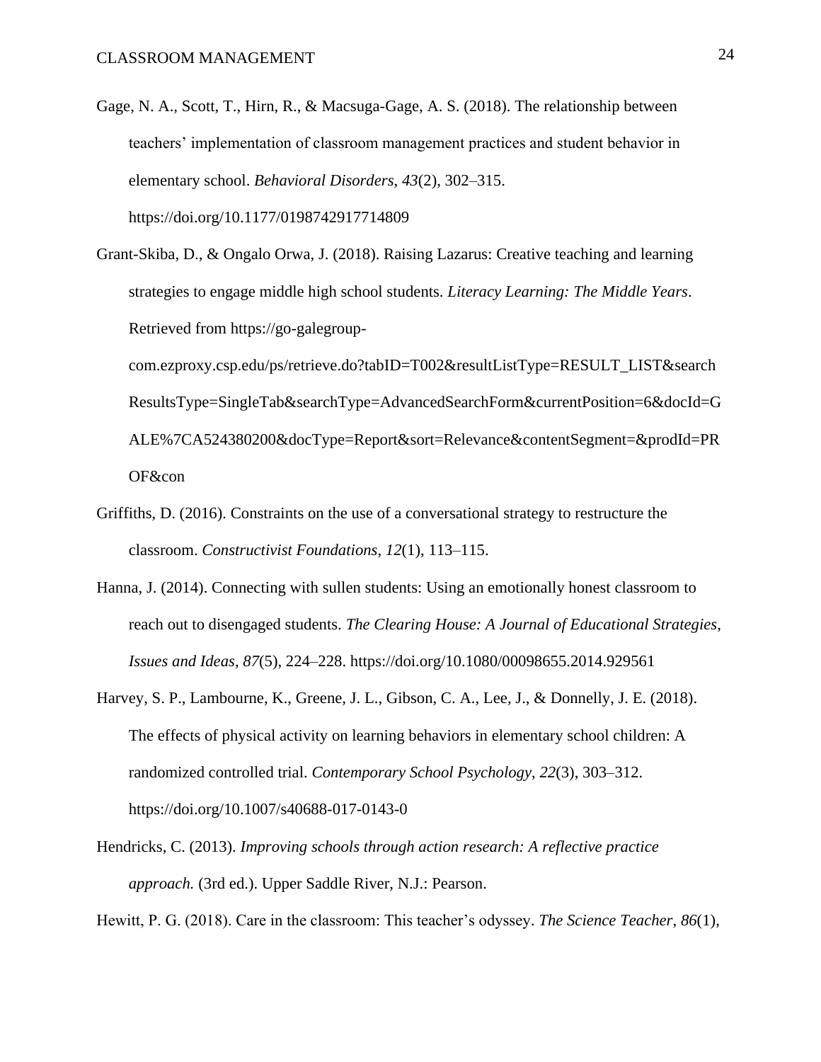Gage, N. A., Scott, T., Hirn, R., & Macsuga-Gage, A. S. (2018). The relationship between teachers' implementation of classroom management practices and student behavior in elementary school. *Behavioral Disorders*, *43*(2), 302–315. https://doi.org/10.1177/0198742917714809

Grant-Skiba, D., & Ongalo Orwa, J. (2018). Raising Lazarus: Creative teaching and learning strategies to engage middle high school students. *Literacy Learning: The Middle Years*. Retrieved from https://go-galegroup-com.ezproxy.csp.edu/ps/retrieve.do?tabID=T002&resultListType=RESULT_LIST&searchResultsType=SingleTab&searchType=AdvancedSearchForm&currentPosition=6&docId=GALE%7CA524380200&docType=Report&sort=Relevance&contentSegment=&prodId=PROF&con

Griffiths, D. (2016). Constraints on the use of a conversational strategy to restructure the classroom. *Constructivist Foundations*, *12*(1), 113–115.

Hanna, J. (2014). Connecting with sullen students: Using an emotionally honest classroom to reach out to disengaged students. *The Clearing House: A Journal of Educational Strategies, Issues and Ideas*, *87*(5), 224–228. https://doi.org/10.1080/00098655.2014.929561

Harvey, S. P., Lambourne, K., Greene, J. L., Gibson, C. A., Lee, J., & Donnelly, J. E. (2018). The effects of physical activity on learning behaviors in elementary school children: A randomized controlled trial. *Contemporary School Psychology*, *22*(3), 303–312. https://doi.org/10.1007/s40688-017-0143-0

Hendricks, C. (2013). *Improving schools through action research: A reflective practice approach.* (3rd ed.). Upper Saddle River, N.J.: Pearson.

Hewitt, P. G. (2018). Care in the classroom: This teacher's odyssey. *The Science Teacher*, *86*(1),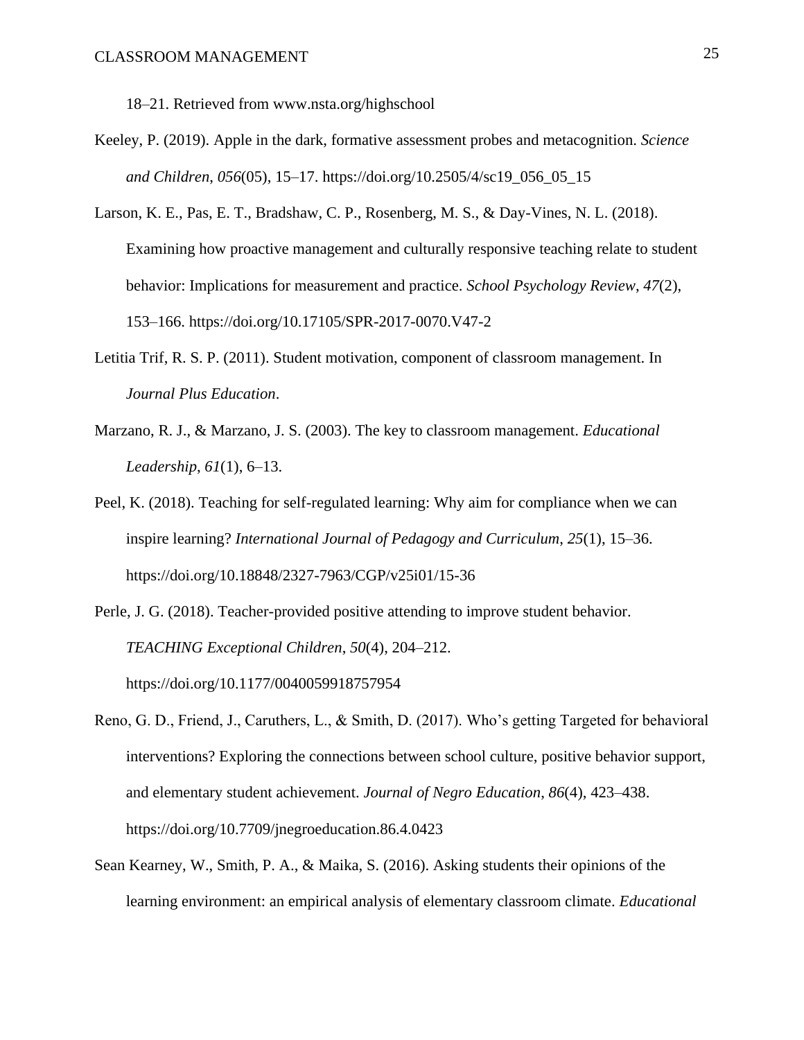18–21. Retrieved from www.nsta.org/highschool

Keeley, P. (2019). Apple in the dark, formative assessment probes and metacognition. *Science and Children*, *056*(05), 15–17. https://doi.org/10.2505/4/sc19_056_05_15

Larson, K. E., Pas, E. T., Bradshaw, C. P., Rosenberg, M. S., & Day-Vines, N. L. (2018). Examining how proactive management and culturally responsive teaching relate to student behavior: Implications for measurement and practice. *School Psychology Review*, *47*(2), 153–166. https://doi.org/10.17105/SPR-2017-0070.V47-2

Letitia Trif, R. S. P. (2011). Student motivation, component of classroom management. In *Journal Plus Education*.

Marzano, R. J., & Marzano, J. S. (2003). The key to classroom management. *Educational Leadership*, *61*(1), 6–13.

Peel, K. (2018). Teaching for self-regulated learning: Why aim for compliance when we can inspire learning? *International Journal of Pedagogy and Curriculum*, *25*(1), 15–36. https://doi.org/10.18848/2327-7963/CGP/v25i01/15-36

Perle, J. G. (2018). Teacher-provided positive attending to improve student behavior. *TEACHING Exceptional Children*, *50*(4), 204–212. https://doi.org/10.1177/0040059918757954

Reno, G. D., Friend, J., Caruthers, L., & Smith, D. (2017). Who's getting Targeted for behavioral interventions? Exploring the connections between school culture, positive behavior support, and elementary student achievement. *Journal of Negro Education*, *86*(4), 423–438. https://doi.org/10.7709/jnegroeducation.86.4.0423

Sean Kearney, W., Smith, P. A., & Maika, S. (2016). Asking students their opinions of the learning environment: an empirical analysis of elementary classroom climate. *Educational*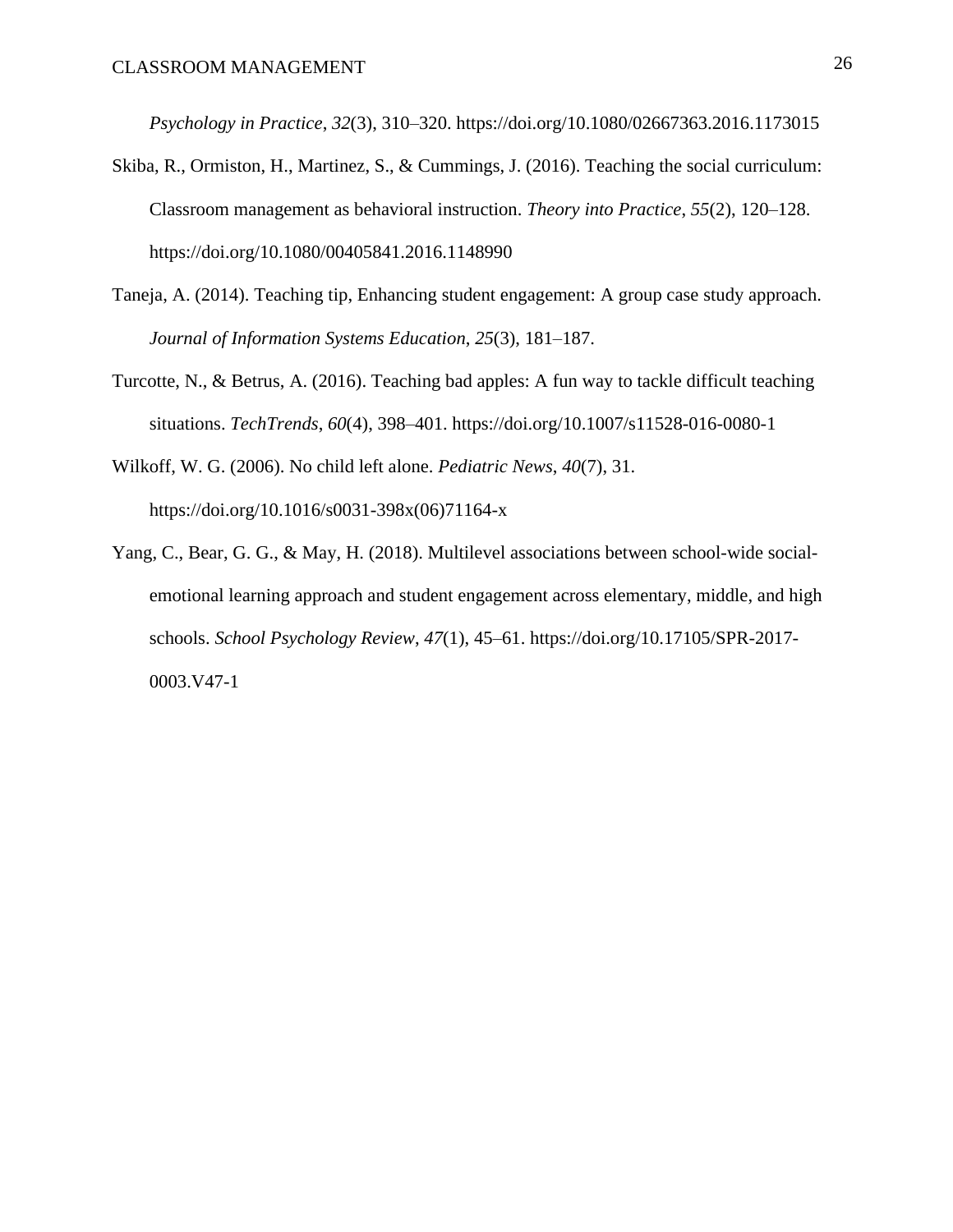*Psychology in Practice*, *32*(3), 310–320. https://doi.org/10.1080/02667363.2016.1173015

Skiba, R., Ormiston, H., Martinez, S., & Cummings, J. (2016). Teaching the social curriculum: Classroom management as behavioral instruction. *Theory into Practice*, *55*(2), 120–128. https://doi.org/10.1080/00405841.2016.1148990

Taneja, A. (2014). Teaching tip, Enhancing student engagement: A group case study approach. *Journal of Information Systems Education*, *25*(3), 181–187.

Turcotte, N., & Betrus, A. (2016). Teaching bad apples: A fun way to tackle difficult teaching situations. *TechTrends*, *60*(4), 398–401. https://doi.org/10.1007/s11528-016-0080-1

Wilkoff, W. G. (2006). No child left alone. *Pediatric News*, *40*(7), 31. https://doi.org/10.1016/s0031-398x(06)71164-x

Yang, C., Bear, G. G., & May, H. (2018). Multilevel associations between school-wide social-emotional learning approach and student engagement across elementary, middle, and high schools. *School Psychology Review*, *47*(1), 45–61. https://doi.org/10.17105/SPR-2017-0003.V47-1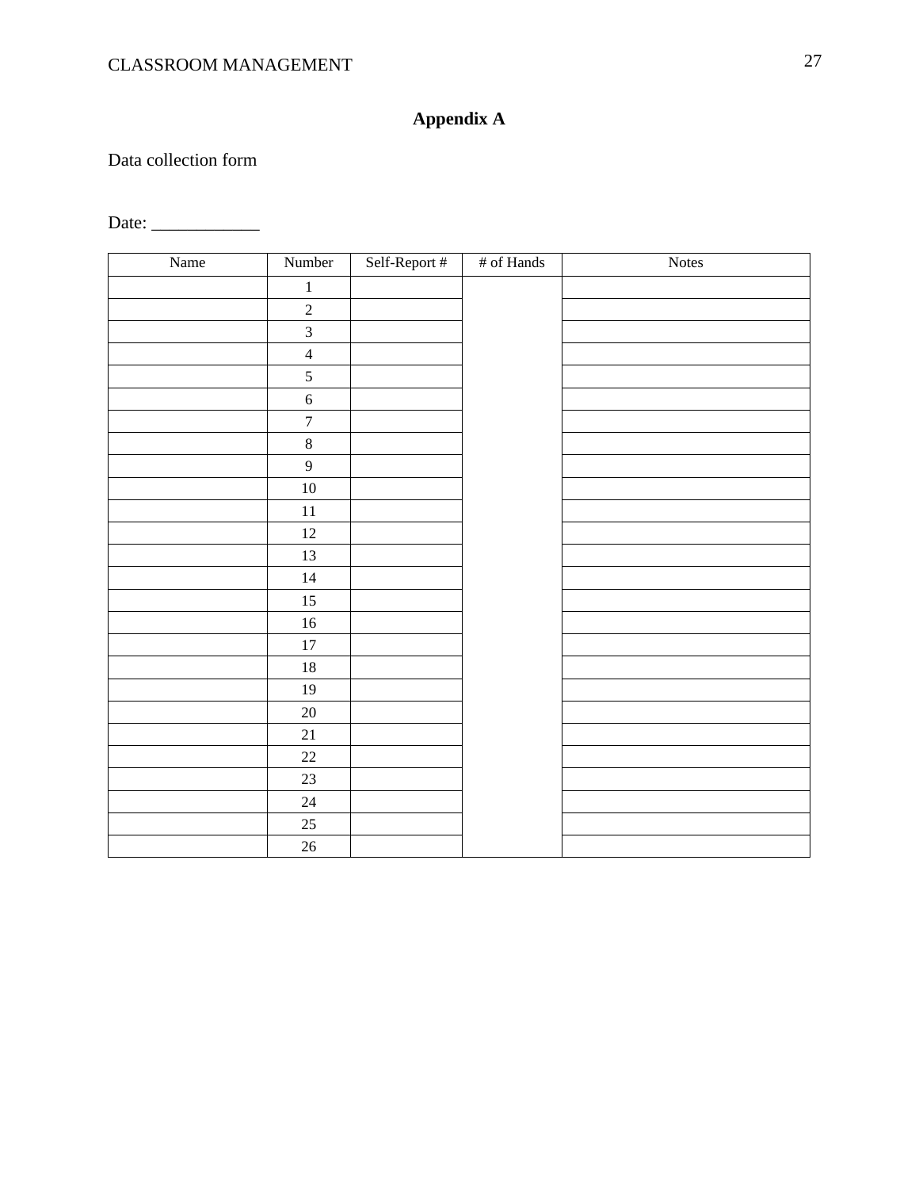# Appendix A

Data collection form

Date: ____________

| Name | Number | Self-Report # | # of Hands | Notes |
|---|---|---|---|---|
| | 1 | | | |
| | 2 | | | |
| | 3 | | | |
| | 4 | | | |
| | 5 | | | |
| | 6 | | | |
| | 7 | | | |
| | 8 | | | |
| | 9 | | | |
| | 10 | | | |
| | 11 | | | |
| | 12 | | | |
| | 13 | | | |
| | 14 | | | |
| | 15 | | | |
| | 16 | | | |
| | 17 | | | |
| | 18 | | | |
| | 19 | | | |
| | 20 | | | |
| | 21 | | | |
| | 22 | | | |
| | 23 | | | |
| | 24 | | | |
| | 25 | | | |
| | 26 | | | |